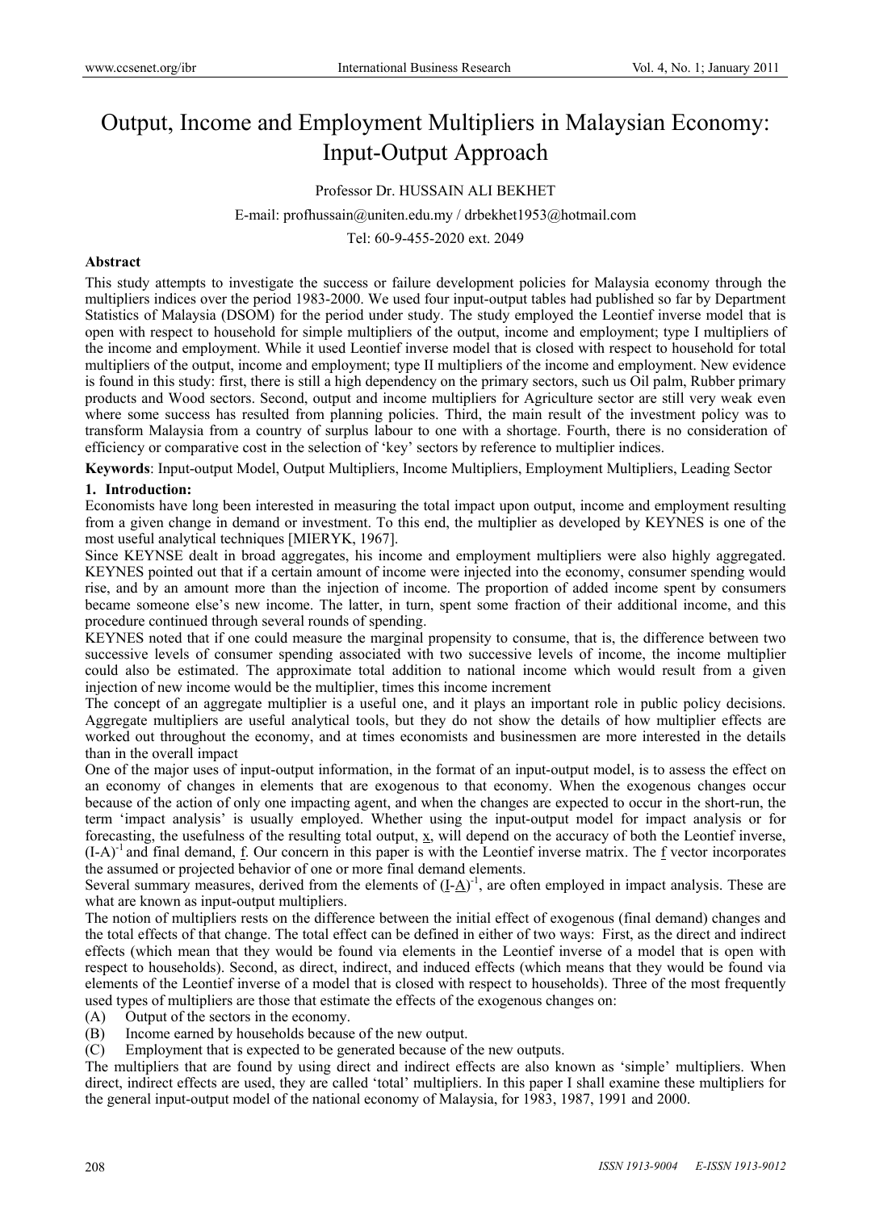# Output, Income and Employment Multipliers in Malaysian Economy: Input-Output Approach

Professor Dr. HUSSAIN ALI BEKHET

E-mail: profhussain@uniten.edu.my / drbekhet1953@hotmail.com

Tel: 60-9-455-2020 ext. 2049

### Abstract

This study attempts to investigate the success or failure development policies for Malaysia economy through the multipliers indices over the period 1983-2000. We used four input-output tables had published so far by Department Statistics of Malaysia (DSOM) for the period under study. The study employed the Leontief inverse model that is open with respect to household for simple multipliers of the output, income and employment; type I multipliers of the income and employment. While it used Leontief inverse model that is closed with respect to household for total multipliers of the output, income and employment; type II multipliers of the income and employment. New evidence is found in this study: first, there is still a high dependency on the primary sectors, such us Oil palm, Rubber primary products and Wood sectors. Second, output and income multipliers for Agriculture sector are still very weak even where some success has resulted from planning policies. Third, the main result of the investment policy was to transform Malaysia from a country of surplus labour to one with a shortage. Fourth, there is no consideration of efficiency or comparative cost in the selection of 'key' sectors by reference to multiplier indices.

**Keywords**: Input-output Model, Output Multipliers, Income Multipliers, Employment Multipliers, Leading Sector

## 1. Introduction:

Economists have long been interested in measuring the total impact upon output, income and employment resulting from a given change in demand or investment. To this end, the multiplier as developed by KEYNES is one of the most useful analytical techniques [MIERYK, 1967].

Since KEYNSE dealt in broad aggregates, his income and employment multipliers were also highly aggregated. KEYNES pointed out that if a certain amount of income were injected into the economy, consumer spending would rise, and by an amount more than the injection of income. The proportion of added income spent by consumers became someone else's new income. The latter, in turn, spent some fraction of their additional income, and this procedure continued through several rounds of spending.

KEYNES noted that if one could measure the marginal propensity to consume, that is, the difference between two successive levels of consumer spending associated with two successive levels of income, the income multiplier could also be estimated. The approximate total addition to national income which would result from a given injection of new income would be the multiplier, times this income increment

The concept of an aggregate multiplier is a useful one, and it plays an important role in public policy decisions. Aggregate multipliers are useful analytical tools, but they do not show the details of how multiplier effects are worked out throughout the economy, and at times economists and businessmen are more interested in the details than in the overall impact

One of the major uses of input-output information, in the format of an input-output model, is to assess the effect on an economy of changes in elements that are exogenous to that economy. When the exogenous changes occur because of the action of only one impacting agent, and when the changes are expected to occur in the short-run, the term 'impact analysis' is usually employed. Whether using the input-output model for impact analysis or for forecasting, the usefulness of the resulting total output, $\underline{x}$, will depend on the accuracy of both the Leontief inverse, $(I-A)^{-1}$ and final demand, $\underline{f}$. Our concern in this paper is with the Leontief inverse matrix. The $\underline{f}$ vector incorporates the assumed or projected behavior of one or more final demand elements.

Several summary measures, derived from the elements of $(\underline{I}-\underline{A})^{-1}$, are often employed in impact analysis. These are what are known as input-output multipliers.

The notion of multipliers rests on the difference between the initial effect of exogenous (final demand) changes and the total effects of that change. The total effect can be defined in either of two ways: First, as the direct and indirect effects (which mean that they would be found via elements in the Leontief inverse of a model that is open with respect to households). Second, as direct, indirect, and induced effects (which means that they would be found via elements of the Leontief inverse of a model that is closed with respect to households). Three of the most frequently used types of multipliers are those that estimate the effects of the exogenous changes on:

(A) Output of the sectors in the economy.

(B) Income earned by households because of the new output.

(C) Employment that is expected to be generated because of the new outputs.

The multipliers that are found by using direct and indirect effects are also known as 'simple' multipliers. When direct, indirect effects are used, they are called 'total' multipliers. In this paper I shall examine these multipliers for the general input-output model of the national economy of Malaysia, for 1983, 1987, 1991 and 2000.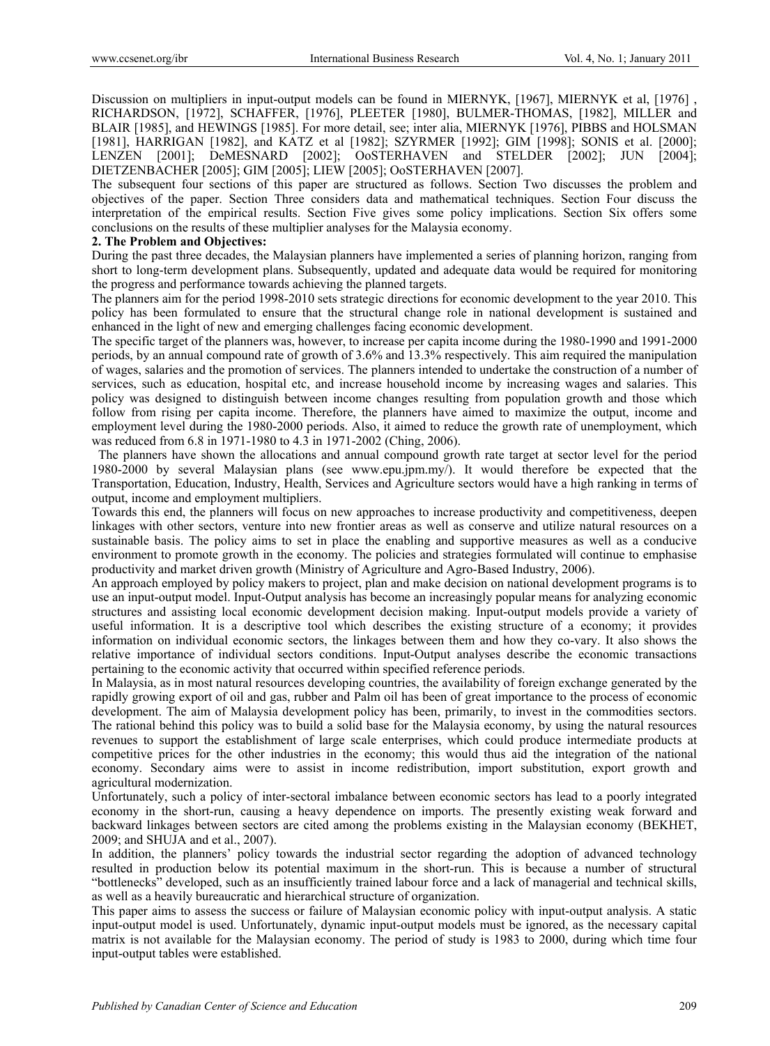Discussion on multipliers in input-output models can be found in MIERNYK, [1967], MIERNYK et al, [1976] , RICHARDSON, [1972], SCHAFFER, [1976], PLEETER [1980], BULMER-THOMAS, [1982], MILLER and BLAIR [1985], and HEWINGS [1985]. For more detail, see; inter alia, MIERNYK [1976], PIBBS and HOLSMAN [1981], HARRIGAN [1982], and KATZ et al [1982]; SZYRMER [1992]; GIM [1998]; SONIS et al. [2000]; LENZEN [2001]; DeMESNARD [2002]; OoSTERHAVEN and STELDER [2002]; JUN [2004]; DIETZENBACHER [2005]; GIM [2005]; LIEW [2005]; OoSTERHAVEN [2007].

The subsequent four sections of this paper are structured as follows. Section Two discusses the problem and objectives of the paper. Section Three considers data and mathematical techniques. Section Four discuss the interpretation of the empirical results. Section Five gives some policy implications. Section Six offers some conclusions on the results of these multiplier analyses for the Malaysia economy.

**2. The Problem and Objectives:**

During the past three decades, the Malaysian planners have implemented a series of planning horizon, ranging from short to long-term development plans. Subsequently, updated and adequate data would be required for monitoring the progress and performance towards achieving the planned targets.

The planners aim for the period 1998-2010 sets strategic directions for economic development to the year 2010. This policy has been formulated to ensure that the structural change role in national development is sustained and enhanced in the light of new and emerging challenges facing economic development.

The specific target of the planners was, however, to increase per capita income during the 1980-1990 and 1991-2000 periods, by an annual compound rate of growth of 3.6% and 13.3% respectively. This aim required the manipulation of wages, salaries and the promotion of services. The planners intended to undertake the construction of a number of services, such as education, hospital etc, and increase household income by increasing wages and salaries. This policy was designed to distinguish between income changes resulting from population growth and those which follow from rising per capita income. Therefore, the planners have aimed to maximize the output, income and employment level during the 1980-2000 periods. Also, it aimed to reduce the growth rate of unemployment, which was reduced from 6.8 in 1971-1980 to 4.3 in 1971-2002 (Ching, 2006).

The planners have shown the allocations and annual compound growth rate target at sector level for the period 1980-2000 by several Malaysian plans (see www.epu.jpm.my/). It would therefore be expected that the Transportation, Education, Industry, Health, Services and Agriculture sectors would have a high ranking in terms of output, income and employment multipliers.

Towards this end, the planners will focus on new approaches to increase productivity and competitiveness, deepen linkages with other sectors, venture into new frontier areas as well as conserve and utilize natural resources on a sustainable basis. The policy aims to set in place the enabling and supportive measures as well as a conducive environment to promote growth in the economy. The policies and strategies formulated will continue to emphasise productivity and market driven growth (Ministry of Agriculture and Agro-Based Industry, 2006).

An approach employed by policy makers to project, plan and make decision on national development programs is to use an input-output model. Input-Output analysis has become an increasingly popular means for analyzing economic structures and assisting local economic development decision making. Input-output models provide a variety of useful information. It is a descriptive tool which describes the existing structure of a economy; it provides information on individual economic sectors, the linkages between them and how they co-vary. It also shows the relative importance of individual sectors conditions. Input-Output analyses describe the economic transactions pertaining to the economic activity that occurred within specified reference periods.

In Malaysia, as in most natural resources developing countries, the availability of foreign exchange generated by the rapidly growing export of oil and gas, rubber and Palm oil has been of great importance to the process of economic development. The aim of Malaysia development policy has been, primarily, to invest in the commodities sectors. The rational behind this policy was to build a solid base for the Malaysia economy, by using the natural resources revenues to support the establishment of large scale enterprises, which could produce intermediate products at competitive prices for the other industries in the economy; this would thus aid the integration of the national economy. Secondary aims were to assist in income redistribution, import substitution, export growth and agricultural modernization.

Unfortunately, such a policy of inter-sectoral imbalance between economic sectors has lead to a poorly integrated economy in the short-run, causing a heavy dependence on imports. The presently existing weak forward and backward linkages between sectors are cited among the problems existing in the Malaysian economy (BEKHET, 2009; and SHUJA and et al., 2007).

In addition, the planners' policy towards the industrial sector regarding the adoption of advanced technology resulted in production below its potential maximum in the short-run. This is because a number of structural "bottlenecks" developed, such as an insufficiently trained labour force and a lack of managerial and technical skills, as well as a heavily bureaucratic and hierarchical structure of organization.

This paper aims to assess the success or failure of Malaysian economic policy with input-output analysis. A static input-output model is used. Unfortunately, dynamic input-output models must be ignored, as the necessary capital matrix is not available for the Malaysian economy. The period of study is 1983 to 2000, during which time four input-output tables were established.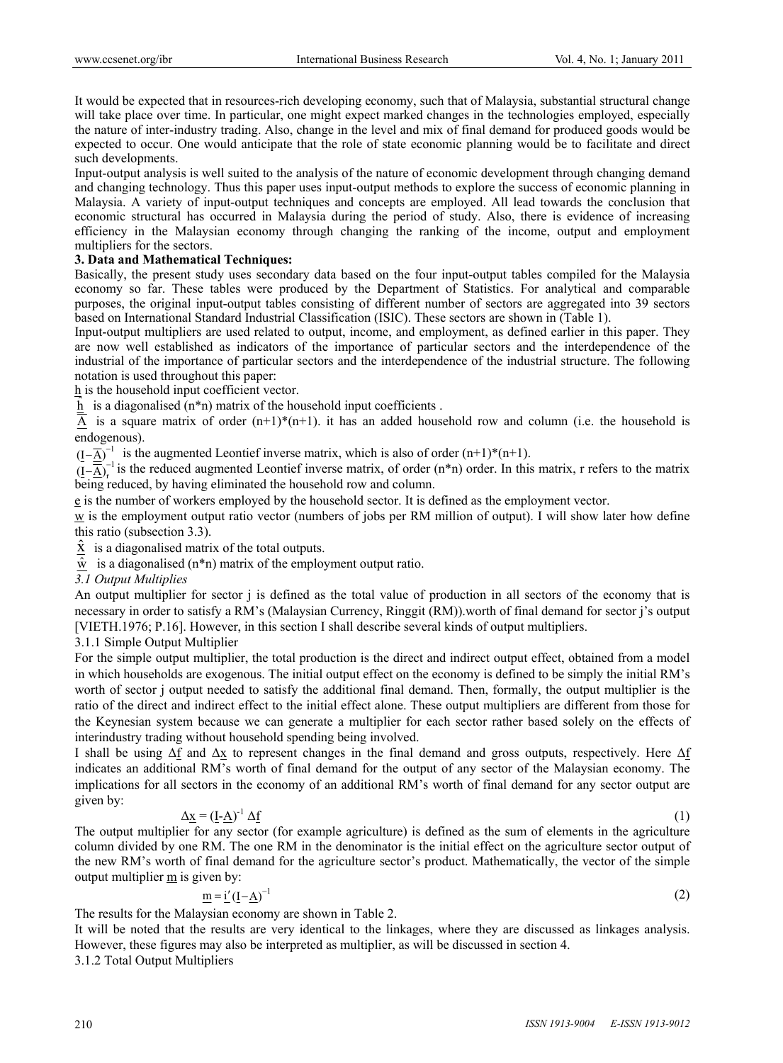It would be expected that in resources-rich developing economy, such that of Malaysia, substantial structural change will take place over time. In particular, one might expect marked changes in the technologies employed, especially the nature of inter-industry trading. Also, change in the level and mix of final demand for produced goods would be expected to occur. One would anticipate that the role of state economic planning would be to facilitate and direct such developments.

Input-output analysis is well suited to the analysis of the nature of economic development through changing demand and changing technology. Thus this paper uses input-output methods to explore the success of economic planning in Malaysia. A variety of input-output techniques and concepts are employed. All lead towards the conclusion that economic structural has occurred in Malaysia during the period of study. Also, there is evidence of increasing efficiency in the Malaysian economy through changing the ranking of the income, output and employment multipliers for the sectors.

**3. Data and Mathematical Techniques:**

Basically, the present study uses secondary data based on the four input-output tables compiled for the Malaysia economy so far. These tables were produced by the Department of Statistics. For analytical and comparable purposes, the original input-output tables consisting of different number of sectors are aggregated into 39 sectors based on International Standard Industrial Classification (ISIC). These sectors are shown in (Table 1).

Input-output multipliers are used related to output, income, and employment, as defined earlier in this paper. They are now well established as indicators of the importance of particular sectors and the interdependence of the industrial of the importance of particular sectors and the interdependence of the industrial structure. The following notation is used throughout this paper:

$\underline{h}$ is the household input coefficient vector.

$\hat{\underline{h}}$ is a diagonalised (n*n) matrix of the household input coefficients .

$\overline{\underline{A}}$ is a square matrix of order (n+1)*(n+1). it has an added household row and column (i.e. the household is endogenous).

$(\underline{I}-\overline{\underline{A}})^{-1}$ is the augmented Leontief inverse matrix, which is also of order (n+1)*(n+1).

$(\underline{I}-\overline{\underline{A}})_r^{-1}$ is the reduced augmented Leontief inverse matrix, of order (n*n) order. In this matrix, r refers to the matrix being reduced, by having eliminated the household row and column.

$\underline{e}$ is the number of workers employed by the household sector. It is defined as the employment vector.

$\underline{w}$ is the employment output ratio vector (numbers of jobs per RM million of output). I will show later how define this ratio (subsection 3.3).

$\hat{\underline{x}}$ is a diagonalised matrix of the total outputs.

$\hat{\underline{w}}$ is a diagonalised (n*n) matrix of the employment output ratio.

*3.1 Output Multiplies*

An output multiplier for sector j is defined as the total value of production in all sectors of the economy that is necessary in order to satisfy a RM's (Malaysian Currency, Ringgit (RM)).worth of final demand for sector j's output [VIETH.1976; P.16]. However, in this section I shall describe several kinds of output multipliers.

3.1.1 Simple Output Multiplier

For the simple output multiplier, the total production is the direct and indirect output effect, obtained from a model in which households are exogenous. The initial output effect on the economy is defined to be simply the initial RM's worth of sector j output needed to satisfy the additional final demand. Then, formally, the output multiplier is the ratio of the direct and indirect effect to the initial effect alone. These output multipliers are different from those for the Keynesian system because we can generate a multiplier for each sector rather based solely on the effects of interindustry trading without household spending being involved.

I shall be using $\Delta\underline{f}$ and $\Delta\underline{x}$ to represent changes in the final demand and gross outputs, respectively. Here $\Delta\underline{f}$ indicates an additional RM's worth of final demand for the output of any sector of the Malaysian economy. The implications for all sectors in the economy of an additional RM's worth of final demand for any sector output are given by:

$$\Delta\underline{x} = (\underline{I}-\underline{A})^{-1}\,\Delta\underline{f} \tag{1}$$

The output multiplier for any sector (for example agriculture) is defined as the sum of elements in the agriculture column divided by one RM. The one RM in the denominator is the initial effect on the agriculture sector output of the new RM's worth of final demand for the agriculture sector's product. Mathematically, the vector of the simple output multiplier $\underline{m}$ is given by:

$$\underline{m} = \underline{i}'(\underline{I}-\underline{A})^{-1} \tag{2}$$

The results for the Malaysian economy are shown in Table 2.

It will be noted that the results are very identical to the linkages, where they are discussed as linkages analysis. However, these figures may also be interpreted as multiplier, as will be discussed in section 4.

3.1.2 Total Output Multipliers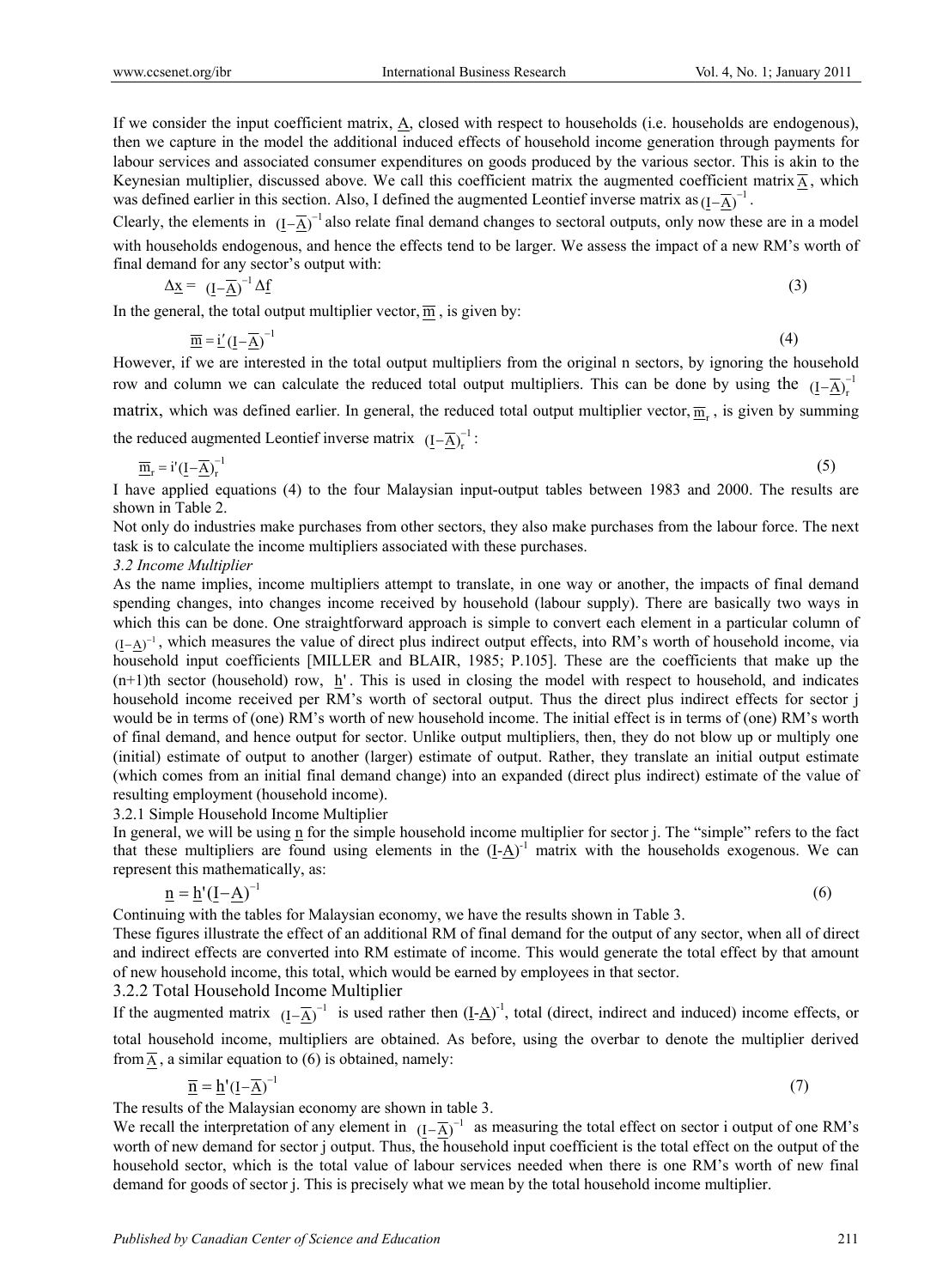If we consider the input coefficient matrix, $\underline{A}$, closed with respect to households (i.e. households are endogenous), then we capture in the model the additional induced effects of household income generation through payments for labour services and associated consumer expenditures on goods produced by the various sector. This is akin to the Keynesian multiplier, discussed above. We call this coefficient matrix the augmented coefficient matrix $\overline{\underline{A}}$, which was defined earlier in this section. Also, I defined the augmented Leontief inverse matrix as $(\underline{I}-\overline{\underline{A}})^{-1}$.

Clearly, the elements in $(\underline{I}-\overline{\underline{A}})^{-1}$ also relate final demand changes to sectoral outputs, only now these are in a model with households endogenous, and hence the effects tend to be larger. We assess the impact of a new RM's worth of final demand for any sector's output with:

$$\Delta\underline{x} = (\underline{I}-\overline{\underline{A}})^{-1}\Delta\underline{f} \tag{3}$$

In the general, the total output multiplier vector, $\overline{\underline{m}}$, is given by:

$$\overline{\underline{m}} = \underline{i}'(\underline{I}-\overline{\underline{A}})^{-1} \tag{4}$$

However, if we are interested in the total output multipliers from the original n sectors, by ignoring the household row and column we can calculate the reduced total output multipliers. This can be done by using the $(\underline{I}-\overline{\underline{A}})_r^{-1}$ matrix, which was defined earlier. In general, the reduced total output multiplier vector, $\overline{\underline{m}}_r$, is given by summing the reduced augmented Leontief inverse matrix $(\underline{I}-\overline{\underline{A}})_r^{-1}$:

$$\overline{\underline{m}}_r = i'(\underline{I}-\overline{\underline{A}})_r^{-1} \tag{5}$$

I have applied equations (4) to the four Malaysian input-output tables between 1983 and 2000. The results are shown in Table 2.

Not only do industries make purchases from other sectors, they also make purchases from the labour force. The next task is to calculate the income multipliers associated with these purchases.

*3.2 Income Multiplier*

As the name implies, income multipliers attempt to translate, in one way or another, the impacts of final demand spending changes, into changes income received by household (labour supply). There are basically two ways in which this can be done. One straightforward approach is simple to convert each element in a particular column of $(\underline{I}-\underline{A})^{-1}$, which measures the value of direct plus indirect output effects, into RM's worth of household income, via household input coefficients [MILLER and BLAIR, 1985; P.105]. These are the coefficients that make up the (n+1)th sector (household) row, $\underline{h}'$. This is used in closing the model with respect to household, and indicates household income received per RM's worth of sectoral output. Thus the direct plus indirect effects for sector j would be in terms of (one) RM's worth of new household income. The initial effect is in terms of (one) RM's worth of final demand, and hence output for sector. Unlike output multipliers, then, they do not blow up or multiply one (initial) estimate of output to another (larger) estimate of output. Rather, they translate an initial output estimate (which comes from an initial final demand change) into an expanded (direct plus indirect) estimate of the value of resulting employment (household income).

3.2.1 Simple Household Income Multiplier

In general, we will be using $\underline{n}$ for the simple household income multiplier for sector j. The "simple" refers to the fact that these multipliers are found using elements in the $(\underline{I}-\underline{A})^{-1}$ matrix with the households exogenous. We can represent this mathematically, as:

$$\underline{n} = \underline{h}'(\underline{I}-\underline{A})^{-1} \tag{6}$$

Continuing with the tables for Malaysian economy, we have the results shown in Table 3.

These figures illustrate the effect of an additional RM of final demand for the output of any sector, when all of direct and indirect effects are converted into RM estimate of income. This would generate the total effect by that amount of new household income, this total, which would be earned by employees in that sector.

3.2.2 Total Household Income Multiplier

If the augmented matrix $(\underline{I}-\overline{\underline{A}})^{-1}$ is used rather then $(\underline{I}-\underline{A})^{-1}$, total (direct, indirect and induced) income effects, or total household income, multipliers are obtained. As before, using the overbar to denote the multiplier derived from $\overline{\underline{A}}$, a similar equation to (6) is obtained, namely:

$$\overline{\underline{n}} = \underline{h}'(\underline{I}-\overline{\underline{A}})^{-1} \tag{7}$$

The results of the Malaysian economy are shown in table 3.

We recall the interpretation of any element in $(\underline{I}-\overline{\underline{A}})^{-1}$ as measuring the total effect on sector i output of one RM's worth of new demand for sector j output. Thus, the household input coefficient is the total effect on the output of the household sector, which is the total value of labour services needed when there is one RM's worth of new final demand for goods of sector j. This is precisely what we mean by the total household income multiplier.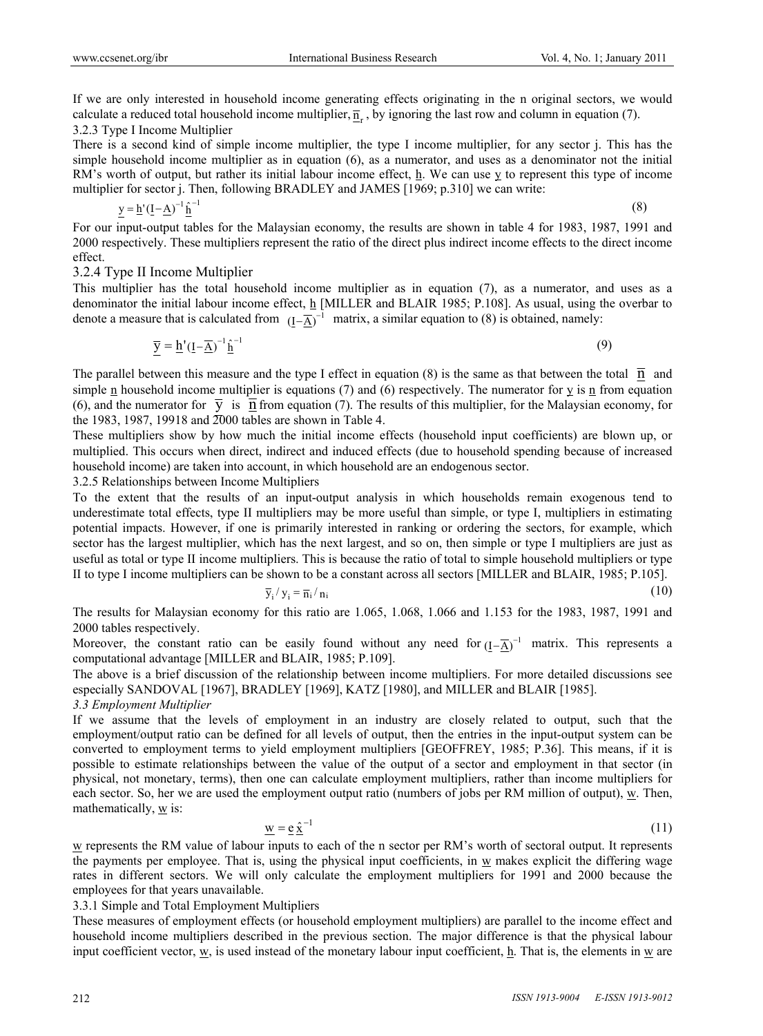If we are only interested in household income generating effects originating in the n original sectors, we would calculate a reduced total household income multiplier, $\overline{\underline{n}}_r$, by ignoring the last row and column in equation (7).

3.2.3 Type I Income Multiplier

There is a second kind of simple income multiplier, the type I income multiplier, for any sector j. This has the simple household income multiplier as in equation (6), as a numerator, and uses as a denominator not the initial RM's worth of output, but rather its initial labour income effect, $\underline{h}$. We can use $\underline{y}$ to represent this type of income multiplier for sector j. Then, following BRADLEY and JAMES [1969; p.310] we can write:

$$\underline{y} = \underline{h}'(\underline{I} - \underline{A})^{-1}\hat{\underline{h}}^{-1} \tag{8}$$

For our input-output tables for the Malaysian economy, the results are shown in table 4 for 1983, 1987, 1991 and 2000 respectively. These multipliers represent the ratio of the direct plus indirect income effects to the direct income effect.

### 3.2.4 Type II Income Multiplier

This multiplier has the total household income multiplier as in equation (7), as a numerator, and uses as a denominator the initial labour income effect, $\underline{h}$ [MILLER and BLAIR 1985; P.108]. As usual, using the overbar to denote a measure that is calculated from $(\underline{I} - \overline{\underline{A}})^{-1}$ matrix, a similar equation to (8) is obtained, namely:

$$\overline{\underline{y}} = \underline{h}'(\underline{I} - \overline{\underline{A}})^{-1}\hat{\underline{h}}^{-1} \tag{9}$$

The parallel between this measure and the type I effect in equation (8) is the same as that between the total $\overline{\underline{n}}$ and simple $\underline{n}$ household income multiplier is equations (7) and (6) respectively. The numerator for $\underline{y}$ is $\underline{n}$ from equation (6), and the numerator for $\overline{\underline{y}}$ is $\overline{\underline{n}}$ from equation (7). The results of this multiplier, for the Malaysian economy, for the 1983, 1987, 19918 and 2000 tables are shown in Table 4.

These multipliers show by how much the initial income effects (household input coefficients) are blown up, or multiplied. This occurs when direct, indirect and induced effects (due to household spending because of increased household income) are taken into account, in which household are an endogenous sector.

3.2.5 Relationships between Income Multipliers

To the extent that the results of an input-output analysis in which households remain exogenous tend to underestimate total effects, type II multipliers may be more useful than simple, or type I, multipliers in estimating potential impacts. However, if one is primarily interested in ranking or ordering the sectors, for example, which sector has the largest multiplier, which has the next largest, and so on, then simple or type I multipliers are just as useful as total or type II income multipliers. This is because the ratio of total to simple household multipliers or type II to type I income multipliers can be shown to be a constant across all sectors [MILLER and BLAIR, 1985; P.105].

$$\overline{y}_i / y_i = \overline{n}_i / n_i \tag{10}$$

The results for Malaysian economy for this ratio are 1.065, 1.068, 1.066 and 1.153 for the 1983, 1987, 1991 and 2000 tables respectively.

Moreover, the constant ratio can be easily found without any need for $(\underline{I} - \overline{\underline{A}})^{-1}$ matrix. This represents a computational advantage [MILLER and BLAIR, 1985; P.109].

The above is a brief discussion of the relationship between income multipliers. For more detailed discussions see especially SANDOVAL [1967], BRADLEY [1969], KATZ [1980], and MILLER and BLAIR [1985].

*3.3 Employment Multiplier*

If we assume that the levels of employment in an industry are closely related to output, such that the employment/output ratio can be defined for all levels of output, then the entries in the input-output system can be converted to employment terms to yield employment multipliers [GEOFFREY, 1985; P.36]. This means, if it is possible to estimate relationships between the value of the output of a sector and employment in that sector (in physical, not monetary, terms), then one can calculate employment multipliers, rather than income multipliers for each sector. So, her we are used the employment output ratio (numbers of jobs per RM million of output), $\underline{w}$. Then, mathematically, $\underline{w}$ is:

$$\underline{w} = \underline{e}\,\hat{\underline{x}}^{-1} \tag{11}$$

$\underline{w}$ represents the RM value of labour inputs to each of the n sector per RM's worth of sectoral output. It represents the payments per employee. That is, using the physical input coefficients, in $\underline{w}$ makes explicit the differing wage rates in different sectors. We will only calculate the employment multipliers for 1991 and 2000 because the employees for that years unavailable.

3.3.1 Simple and Total Employment Multipliers

These measures of employment effects (or household employment multipliers) are parallel to the income effect and household income multipliers described in the previous section. The major difference is that the physical labour input coefficient vector, $\underline{w}$, is used instead of the monetary labour input coefficient, $\underline{h}$. That is, the elements in $\underline{w}$ are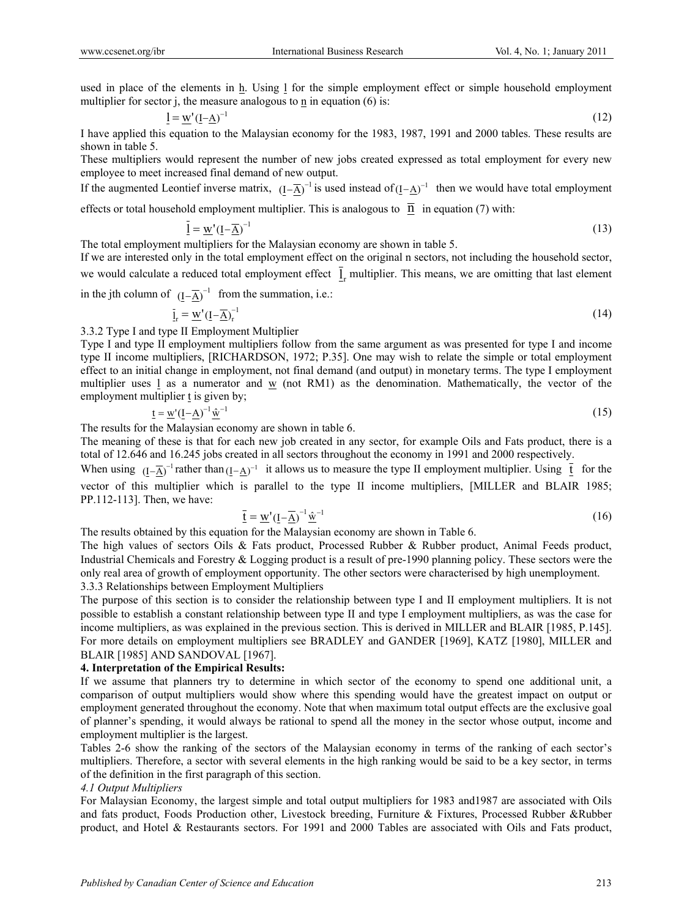used in place of the elements in $\underline{h}$. Using $\underline{l}$ for the simple employment effect or simple household employment multiplier for sector j, the measure analogous to $\underline{n}$ in equation (6) is:

$$\underline{l} = \underline{w}'(\underline{I} - \underline{A})^{-1} \tag{12}$$

I have applied this equation to the Malaysian economy for the 1983, 1987, 1991 and 2000 tables. These results are shown in table 5.

These multipliers would represent the number of new jobs created expressed as total employment for every new employee to meet increased final demand of new output.

If the augmented Leontief inverse matrix, $(\underline{I} - \overline{\underline{A}})^{-1}$ is used instead of $(\underline{I} - \underline{A})^{-1}$ then we would have total employment effects or total household employment multiplier. This is analogous to $\overline{\underline{n}}$ in equation (7) with:

$$\overline{\underline{l}} = \underline{w}'(\underline{I} - \overline{\underline{A}})^{-1} \tag{13}$$

The total employment multipliers for the Malaysian economy are shown in table 5.

If we are interested only in the total employment effect on the original n sectors, not including the household sector, we would calculate a reduced total employment effect $\overline{\underline{l}}_r$ multiplier. This means, we are omitting that last element in the jth column of $(\underline{I} - \overline{\underline{A}})^{-1}$ from the summation, i.e.:

$$\overline{\underline{l}}_r = \underline{w}'(\underline{I} - \overline{\underline{A}})_r^{-1} \tag{14}$$

3.3.2 Type I and type II Employment Multiplier

Type I and type II employment multipliers follow from the same argument as was presented for type I and income type II income multipliers, [RICHARDSON, 1972; P.35]. One may wish to relate the simple or total employment effect to an initial change in employment, not final demand (and output) in monetary terms. The type I employment multiplier uses $\underline{l}$ as a numerator and $\underline{w}$ (not RM1) as the denomination. Mathematically, the vector of the employment multiplier $\underline{t}$ is given by;

$$\underline{t} = \underline{w}'(\underline{I} - \underline{A})^{-1}\hat{\underline{w}}^{-1} \tag{15}$$

The results for the Malaysian economy are shown in table 6.

The meaning of these is that for each new job created in any sector, for example Oils and Fats product, there is a total of 12.646 and 16.245 jobs created in all sectors throughout the economy in 1991 and 2000 respectively.

When using $(\underline{I} - \overline{\underline{A}})^{-1}$ rather than $(\underline{I} - \underline{A})^{-1}$ it allows us to measure the type II employment multiplier. Using $\overline{\underline{t}}$ for the vector of this multiplier which is parallel to the type II income multipliers, [MILLER and BLAIR 1985; PP.112-113]. Then, we have:

$$\overline{\underline{t}} = \underline{w}'(\underline{I} - \overline{\underline{A}})^{-1}\hat{\underline{w}}^{-1} \tag{16}$$

The results obtained by this equation for the Malaysian economy are shown in Table 6.

The high values of sectors Oils & Fats product, Processed Rubber & Rubber product, Animal Feeds product, Industrial Chemicals and Forestry & Logging product is a result of pre-1990 planning policy. These sectors were the only real area of growth of employment opportunity. The other sectors were characterised by high unemployment.

3.3.3 Relationships between Employment Multipliers

The purpose of this section is to consider the relationship between type I and II employment multipliers. It is not possible to establish a constant relationship between type II and type I employment multipliers, as was the case for income multipliers, as was explained in the previous section. This is derived in MILLER and BLAIR [1985, P.145]. For more details on employment multipliers see BRADLEY and GANDER [1969], KATZ [1980], MILLER and BLAIR [1985] AND SANDOVAL [1967].

## 4. Interpretation of the Empirical Results:

If we assume that planners try to determine in which sector of the economy to spend one additional unit, a comparison of output multipliers would show where this spending would have the greatest impact on output or employment generated throughout the economy. Note that when maximum total output effects are the exclusive goal of planner's spending, it would always be rational to spend all the money in the sector whose output, income and employment multiplier is the largest.

Tables 2-6 show the ranking of the sectors of the Malaysian economy in terms of the ranking of each sector's multipliers. Therefore, a sector with several elements in the high ranking would be said to be a key sector, in terms of the definition in the first paragraph of this section.

*4.1 Output Multipliers*

For Malaysian Economy, the largest simple and total output multipliers for 1983 and1987 are associated with Oils and fats product, Foods Production other, Livestock breeding, Furniture & Fixtures, Processed Rubber &Rubber product, and Hotel & Restaurants sectors. For 1991 and 2000 Tables are associated with Oils and Fats product,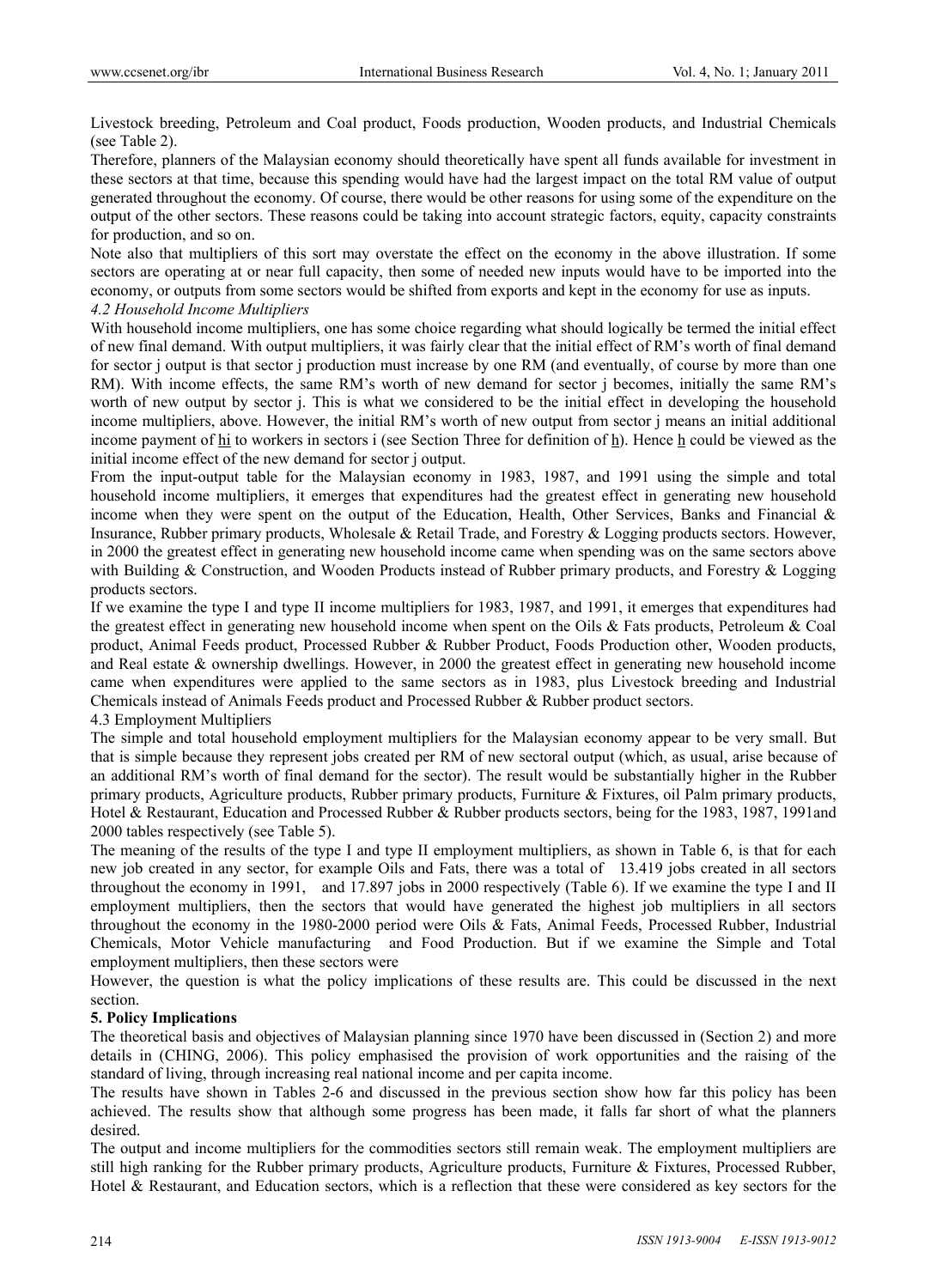Livestock breeding, Petroleum and Coal product, Foods production, Wooden products, and Industrial Chemicals (see Table 2).

Therefore, planners of the Malaysian economy should theoretically have spent all funds available for investment in these sectors at that time, because this spending would have had the largest impact on the total RM value of output generated throughout the economy. Of course, there would be other reasons for using some of the expenditure on the output of the other sectors. These reasons could be taking into account strategic factors, equity, capacity constraints for production, and so on.

Note also that multipliers of this sort may overstate the effect on the economy in the above illustration. If some sectors are operating at or near full capacity, then some of needed new inputs would have to be imported into the economy, or outputs from some sectors would be shifted from exports and kept in the economy for use as inputs.

### *4.2 Household Income Multipliers*

With household income multipliers, one has some choice regarding what should logically be termed the initial effect of new final demand. With output multipliers, it was fairly clear that the initial effect of RM's worth of final demand for sector j output is that sector j production must increase by one RM (and eventually, of course by more than one RM). With income effects, the same RM's worth of new demand for sector j becomes, initially the same RM's worth of new output by sector j. This is what we considered to be the initial effect in developing the household income multipliers, above. However, the initial RM's worth of new output from sector j means an initial additional income payment of <u>hi</u> to workers in sectors i (see Section Three for definition of <u>h</u>). Hence <u>h</u> could be viewed as the initial income effect of the new demand for sector j output.

From the input-output table for the Malaysian economy in 1983, 1987, and 1991 using the simple and total household income multipliers, it emerges that expenditures had the greatest effect in generating new household income when they were spent on the output of the Education, Health, Other Services, Banks and Financial & Insurance, Rubber primary products, Wholesale & Retail Trade, and Forestry & Logging products sectors. However, in 2000 the greatest effect in generating new household income came when spending was on the same sectors above with Building & Construction, and Wooden Products instead of Rubber primary products, and Forestry & Logging products sectors.

If we examine the type I and type II income multipliers for 1983, 1987, and 1991, it emerges that expenditures had the greatest effect in generating new household income when spent on the Oils & Fats products, Petroleum & Coal product, Animal Feeds product, Processed Rubber & Rubber Product, Foods Production other, Wooden products, and Real estate & ownership dwellings. However, in 2000 the greatest effect in generating new household income came when expenditures were applied to the same sectors as in 1983, plus Livestock breeding and Industrial Chemicals instead of Animals Feeds product and Processed Rubber & Rubber product sectors.

### 4.3 Employment Multipliers

The simple and total household employment multipliers for the Malaysian economy appear to be very small. But that is simple because they represent jobs created per RM of new sectoral output (which, as usual, arise because of an additional RM's worth of final demand for the sector). The result would be substantially higher in the Rubber primary products, Agriculture products, Rubber primary products, Furniture & Fixtures, oil Palm primary products, Hotel & Restaurant, Education and Processed Rubber & Rubber products sectors, being for the 1983, 1987, 1991and 2000 tables respectively (see Table 5).

The meaning of the results of the type I and type II employment multipliers, as shown in Table 6, is that for each new job created in any sector, for example Oils and Fats, there was a total of 13.419 jobs created in all sectors throughout the economy in 1991, and 17.897 jobs in 2000 respectively (Table 6). If we examine the type I and II employment multipliers, then the sectors that would have generated the highest job multipliers in all sectors throughout the economy in the 1980-2000 period were Oils & Fats, Animal Feeds, Processed Rubber, Industrial Chemicals, Motor Vehicle manufacturing and Food Production. But if we examine the Simple and Total employment multipliers, then these sectors were

However, the question is what the policy implications of these results are. This could be discussed in the next section.

## 5. Policy Implications

The theoretical basis and objectives of Malaysian planning since 1970 have been discussed in (Section 2) and more details in (CHING, 2006). This policy emphasised the provision of work opportunities and the raising of the standard of living, through increasing real national income and per capita income.

The results have shown in Tables 2-6 and discussed in the previous section show how far this policy has been achieved. The results show that although some progress has been made, it falls far short of what the planners desired.

The output and income multipliers for the commodities sectors still remain weak. The employment multipliers are still high ranking for the Rubber primary products, Agriculture products, Furniture & Fixtures, Processed Rubber, Hotel & Restaurant, and Education sectors, which is a reflection that these were considered as key sectors for the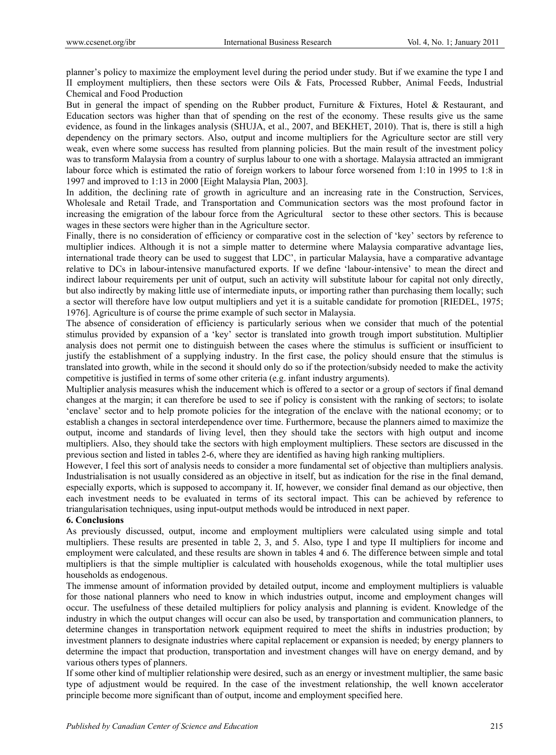planner's policy to maximize the employment level during the period under study. But if we examine the type I and II employment multipliers, then these sectors were Oils & Fats, Processed Rubber, Animal Feeds, Industrial Chemical and Food Production

But in general the impact of spending on the Rubber product, Furniture & Fixtures, Hotel & Restaurant, and Education sectors was higher than that of spending on the rest of the economy. These results give us the same evidence, as found in the linkages analysis (SHUJA, et al., 2007, and BEKHET, 2010). That is, there is still a high dependency on the primary sectors. Also, output and income multipliers for the Agriculture sector are still very weak, even where some success has resulted from planning policies. But the main result of the investment policy was to transform Malaysia from a country of surplus labour to one with a shortage. Malaysia attracted an immigrant labour force which is estimated the ratio of foreign workers to labour force worsened from 1:10 in 1995 to 1:8 in 1997 and improved to 1:13 in 2000 [Eight Malaysia Plan, 2003].

In addition, the declining rate of growth in agriculture and an increasing rate in the Construction, Services, Wholesale and Retail Trade, and Transportation and Communication sectors was the most profound factor in increasing the emigration of the labour force from the Agricultural sector to these other sectors. This is because wages in these sectors were higher than in the Agriculture sector.

Finally, there is no consideration of efficiency or comparative cost in the selection of 'key' sectors by reference to multiplier indices. Although it is not a simple matter to determine where Malaysia comparative advantage lies, international trade theory can be used to suggest that LDC', in particular Malaysia, have a comparative advantage relative to DCs in labour-intensive manufactured exports. If we define 'labour-intensive' to mean the direct and indirect labour requirements per unit of output, such an activity will substitute labour for capital not only directly, but also indirectly by making little use of intermediate inputs, or importing rather than purchasing them locally; such a sector will therefore have low output multipliers and yet it is a suitable candidate for promotion [RIEDEL, 1975; 1976]. Agriculture is of course the prime example of such sector in Malaysia.

The absence of consideration of efficiency is particularly serious when we consider that much of the potential stimulus provided by expansion of a 'key' sector is translated into growth trough import substitution. Multiplier analysis does not permit one to distinguish between the cases where the stimulus is sufficient or insufficient to justify the establishment of a supplying industry. In the first case, the policy should ensure that the stimulus is translated into growth, while in the second it should only do so if the protection/subsidy needed to make the activity competitive is justified in terms of some other criteria (e.g. infant industry arguments).

Multiplier analysis measures whish the inducement which is offered to a sector or a group of sectors if final demand changes at the margin; it can therefore be used to see if policy is consistent with the ranking of sectors; to isolate 'enclave' sector and to help promote policies for the integration of the enclave with the national economy; or to establish a changes in sectoral interdependence over time. Furthermore, because the planners aimed to maximize the output, income and standards of living level, then they should take the sectors with high output and income multipliers. Also, they should take the sectors with high employment multipliers. These sectors are discussed in the previous section and listed in tables 2-6, where they are identified as having high ranking multipliers.

However, I feel this sort of analysis needs to consider a more fundamental set of objective than multipliers analysis. Industrialisation is not usually considered as an objective in itself, but as indication for the rise in the final demand, especially exports, which is supposed to accompany it. If, however, we consider final demand as our objective, then each investment needs to be evaluated in terms of its sectoral impact. This can be achieved by reference to triangularisation techniques, using input-output methods would be introduced in next paper.

## 6. Conclusions

As previously discussed, output, income and employment multipliers were calculated using simple and total multipliers. These results are presented in table 2, 3, and 5. Also, type I and type II multipliers for income and employment were calculated, and these results are shown in tables 4 and 6. The difference between simple and total multipliers is that the simple multiplier is calculated with households exogenous, while the total multiplier uses households as endogenous.

The immense amount of information provided by detailed output, income and employment multipliers is valuable for those national planners who need to know in which industries output, income and employment changes will occur. The usefulness of these detailed multipliers for policy analysis and planning is evident. Knowledge of the industry in which the output changes will occur can also be used, by transportation and communication planners, to determine changes in transportation network equipment required to meet the shifts in industries production; by investment planners to designate industries where capital replacement or expansion is needed; by energy planners to determine the impact that production, transportation and investment changes will have on energy demand, and by various others types of planners.

If some other kind of multiplier relationship were desired, such as an energy or investment multiplier, the same basic type of adjustment would be required. In the case of the investment relationship, the well known accelerator principle become more significant than of output, income and employment specified here.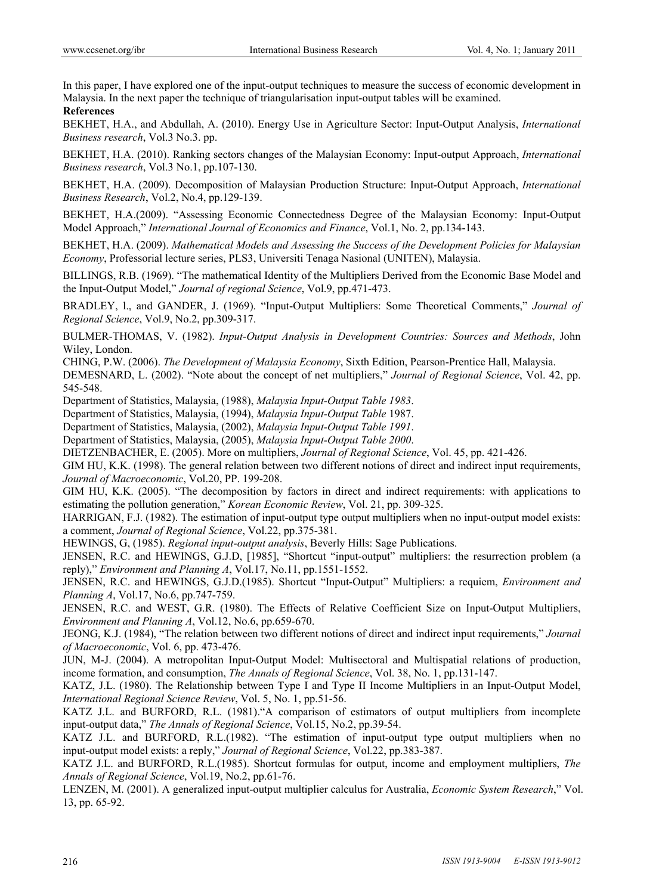In this paper, I have explored one of the input-output techniques to measure the success of economic development in Malaysia. In the next paper the technique of triangularisation input-output tables will be examined.

**References**

BEKHET, H.A., and Abdullah, A. (2010). Energy Use in Agriculture Sector: Input-Output Analysis, *International Business research*, Vol.3 No.3. pp.

BEKHET, H.A. (2010). Ranking sectors changes of the Malaysian Economy: Input-output Approach, *International Business research*, Vol.3 No.1, pp.107-130.

BEKHET, H.A. (2009). Decomposition of Malaysian Production Structure: Input-Output Approach, *International Business Research*, Vol.2, No.4, pp.129-139.

BEKHET, H.A.(2009). "Assessing Economic Connectedness Degree of the Malaysian Economy: Input-Output Model Approach," *International Journal of Economics and Finance*, Vol.1, No. 2, pp.134-143.

BEKHET, H.A. (2009). *Mathematical Models and Assessing the Success of the Development Policies for Malaysian Economy*, Professorial lecture series, PLS3, Universiti Tenaga Nasional (UNITEN), Malaysia.

BILLINGS, R.B. (1969). "The mathematical Identity of the Multipliers Derived from the Economic Base Model and the Input-Output Model," *Journal of regional Science*, Vol.9, pp.471-473.

BRADLEY, l., and GANDER, J. (1969). "Input-Output Multipliers: Some Theoretical Comments," *Journal of Regional Science*, Vol.9, No.2, pp.309-317.

BULMER-THOMAS, V. (1982). *Input-Output Analysis in Development Countries: Sources and Methods*, John Wiley, London.

CHING, P.W. (2006). *The Development of Malaysia Economy*, Sixth Edition, Pearson-Prentice Hall, Malaysia.

DEMESNARD, L. (2002). "Note about the concept of net multipliers," *Journal of Regional Science*, Vol. 42, pp. 545-548.

Department of Statistics, Malaysia, (1988), *Malaysia Input-Output Table 1983*.

Department of Statistics, Malaysia, (1994), *Malaysia Input-Output Table* 1987.

Department of Statistics, Malaysia, (2002), *Malaysia Input-Output Table 1991*.

Department of Statistics, Malaysia, (2005), *Malaysia Input-Output Table 2000*.

DIETZENBACHER, E. (2005). More on multipliers, *Journal of Regional Science*, Vol. 45, pp. 421-426.

GIM HU, K.K. (1998). The general relation between two different notions of direct and indirect input requirements, *Journal of Macroeconomic*, Vol.20, PP. 199-208.

GIM HU, K.K. (2005). "The decomposition by factors in direct and indirect requirements: with applications to estimating the pollution generation," *Korean Economic Review*, Vol. 21, pp. 309-325.

HARRIGAN, F.J. (1982). The estimation of input-output type output multipliers when no input-output model exists: a comment, *Journal of Regional Science*, Vol.22, pp.375-381.

HEWINGS, G, (1985). *Regional input-output analysis*, Beverly Hills: Sage Publications.

JENSEN, R.C. and HEWINGS, G.J.D, [1985], "Shortcut "input-output" multipliers: the resurrection problem (a reply)," *Environment and Planning A*, Vol.17, No.11, pp.1551-1552.

JENSEN, R.C. and HEWINGS, G.J.D.(1985). Shortcut "Input-Output" Multipliers: a requiem, *Environment and Planning A*, Vol.17, No.6, pp.747-759.

JENSEN, R.C. and WEST, G.R. (1980). The Effects of Relative Coefficient Size on Input-Output Multipliers, *Environment and Planning A*, Vol.12, No.6, pp.659-670.

JEONG, K.J. (1984), "The relation between two different notions of direct and indirect input requirements," *Journal of Macroeconomic*, Vol. 6, pp. 473-476.

JUN, M-J. (2004). A metropolitan Input-Output Model: Multisectoral and Multispatial relations of production, income formation, and consumption, *The Annals of Regional Science*, Vol. 38, No. 1, pp.131-147.

KATZ, J.L. (1980). The Relationship between Type I and Type II Income Multipliers in an Input-Output Model, *International Regional Science Review*, Vol. 5, No. 1, pp.51-56.

KATZ J.L. and BURFORD, R.L. (1981)."A comparison of estimators of output multipliers from incomplete input-output data," *The Annals of Regional Science*, Vol.15, No.2, pp.39-54.

KATZ J.L. and BURFORD, R.L.(1982). "The estimation of input-output type output multipliers when no input-output model exists: a reply," *Journal of Regional Science*, Vol.22, pp.383-387.

KATZ J.L. and BURFORD, R.L.(1985). Shortcut formulas for output, income and employment multipliers, *The Annals of Regional Science*, Vol.19, No.2, pp.61-76.

LENZEN, M. (2001). A generalized input-output multiplier calculus for Australia, *Economic System Research*," Vol. 13, pp. 65-92.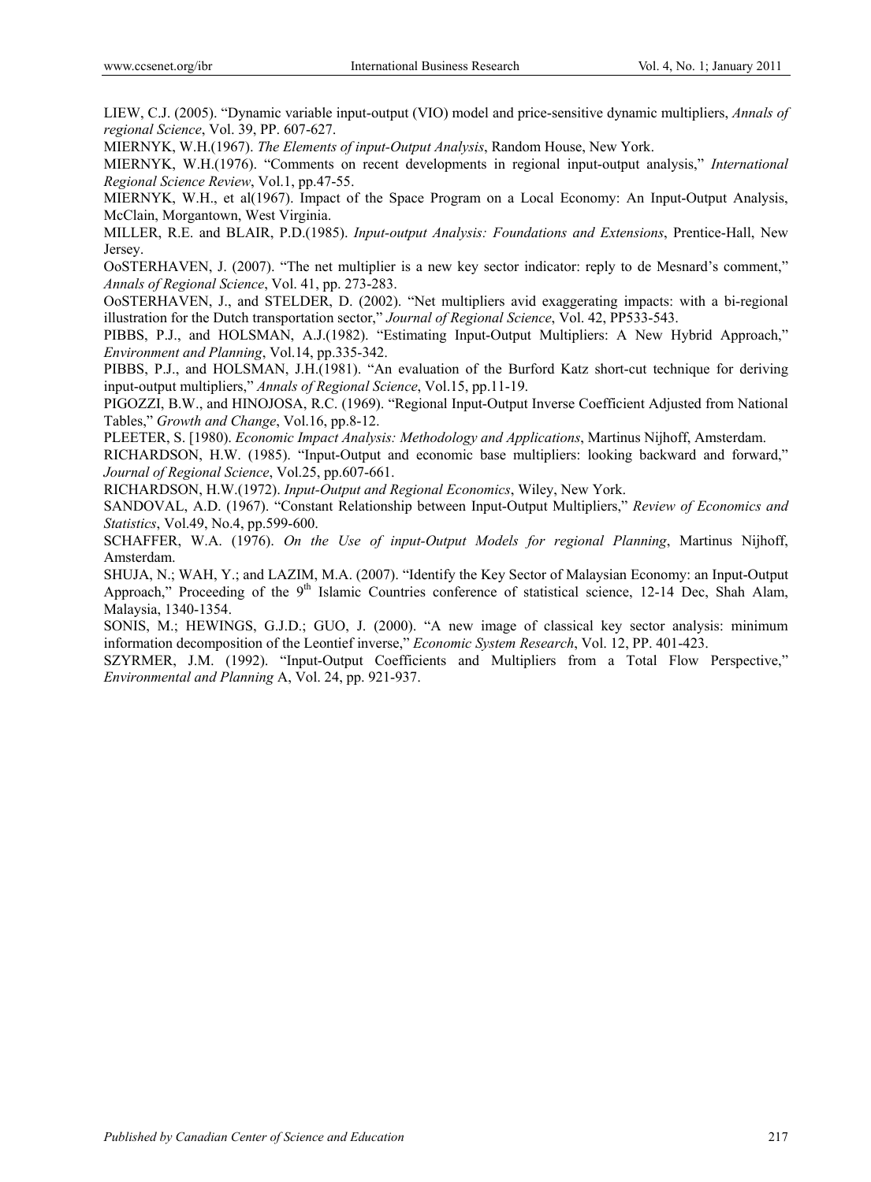LIEW, C.J. (2005). "Dynamic variable input-output (VIO) model and price-sensitive dynamic multipliers, *Annals of regional Science*, Vol. 39, PP. 607-627.

MIERNYK, W.H.(1967). *The Elements of input-Output Analysis*, Random House, New York.

MIERNYK, W.H.(1976). "Comments on recent developments in regional input-output analysis," *International Regional Science Review*, Vol.1, pp.47-55.

MIERNYK, W.H., et al(1967). Impact of the Space Program on a Local Economy: An Input-Output Analysis, McClain, Morgantown, West Virginia.

MILLER, R.E. and BLAIR, P.D.(1985). *Input-output Analysis: Foundations and Extensions*, Prentice-Hall, New Jersey.

OoSTERHAVEN, J. (2007). "The net multiplier is a new key sector indicator: reply to de Mesnard's comment," *Annals of Regional Science*, Vol. 41, pp. 273-283.

OoSTERHAVEN, J., and STELDER, D. (2002). "Net multipliers avid exaggerating impacts: with a bi-regional illustration for the Dutch transportation sector," *Journal of Regional Science*, Vol. 42, PP533-543.

PIBBS, P.J., and HOLSMAN, A.J.(1982). "Estimating Input-Output Multipliers: A New Hybrid Approach," *Environment and Planning*, Vol.14, pp.335-342.

PIBBS, P.J., and HOLSMAN, J.H.(1981). "An evaluation of the Burford Katz short-cut technique for deriving input-output multipliers," *Annals of Regional Science*, Vol.15, pp.11-19.

PIGOZZI, B.W., and HINOJOSA, R.C. (1969). "Regional Input-Output Inverse Coefficient Adjusted from National Tables," *Growth and Change*, Vol.16, pp.8-12.

PLEETER, S. [1980). *Economic Impact Analysis: Methodology and Applications*, Martinus Nijhoff, Amsterdam.

RICHARDSON, H.W. (1985). "Input-Output and economic base multipliers: looking backward and forward," *Journal of Regional Science*, Vol.25, pp.607-661.

RICHARDSON, H.W.(1972). *Input-Output and Regional Economics*, Wiley, New York.

SANDOVAL, A.D. (1967). "Constant Relationship between Input-Output Multipliers," *Review of Economics and Statistics*, Vol.49, No.4, pp.599-600.

SCHAFFER, W.A. (1976). *On the Use of input-Output Models for regional Planning*, Martinus Nijhoff, Amsterdam.

SHUJA, N.; WAH, Y.; and LAZIM, M.A. (2007). "Identify the Key Sector of Malaysian Economy: an Input-Output Approach," Proceeding of the 9th Islamic Countries conference of statistical science, 12-14 Dec, Shah Alam, Malaysia, 1340-1354.

SONIS, M.; HEWINGS, G.J.D.; GUO, J. (2000). "A new image of classical key sector analysis: minimum information decomposition of the Leontief inverse," *Economic System Research*, Vol. 12, PP. 401-423.

SZYRMER, J.M. (1992). "Input-Output Coefficients and Multipliers from a Total Flow Perspective," *Environmental and Planning* A, Vol. 24, pp. 921-937.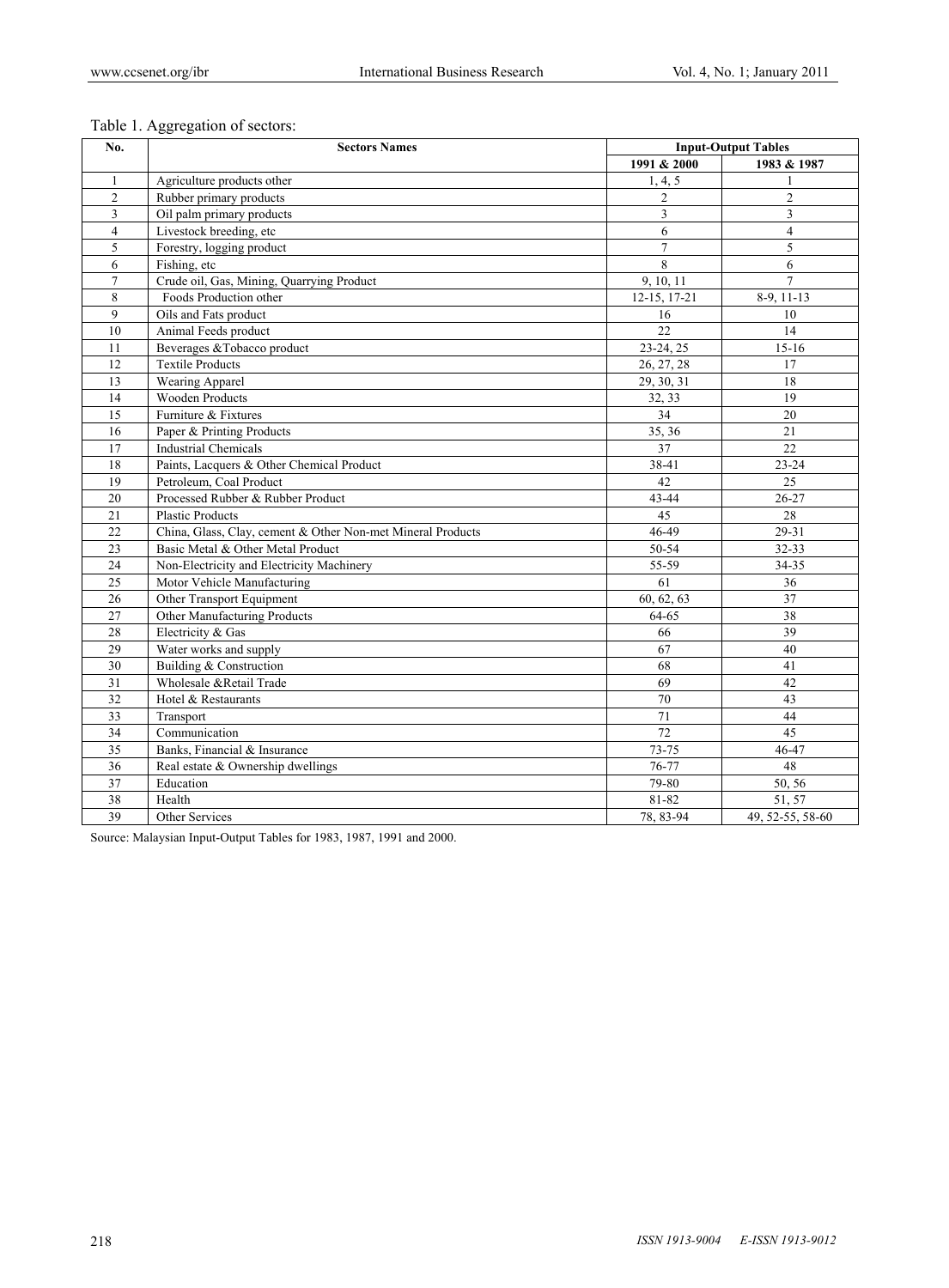Table 1. Aggregation of sectors:

| No. | Sectors Names | Input-Output Tables | |
|---|---|---|---|
| | | 1991 & 2000 | 1983 & 1987 |
| 1 | Agriculture products other | 1, 4, 5 | 1 |
| 2 | Rubber primary products | 2 | 2 |
| 3 | Oil palm primary products | 3 | 3 |
| 4 | Livestock breeding, etc | 6 | 4 |
| 5 | Forestry, logging product | 7 | 5 |
| 6 | Fishing, etc | 8 | 6 |
| 7 | Crude oil, Gas, Mining, Quarrying Product | 9, 10, 11 | 7 |
| 8 | Foods Production other | 12-15, 17-21 | 8-9, 11-13 |
| 9 | Oils and Fats product | 16 | 10 |
| 10 | Animal Feeds product | 22 | 14 |
| 11 | Beverages &Tobacco product | 23-24, 25 | 15-16 |
| 12 | Textile Products | 26, 27, 28 | 17 |
| 13 | Wearing Apparel | 29, 30, 31 | 18 |
| 14 | Wooden Products | 32, 33 | 19 |
| 15 | Furniture & Fixtures | 34 | 20 |
| 16 | Paper & Printing Products | 35, 36 | 21 |
| 17 | Industrial Chemicals | 37 | 22 |
| 18 | Paints, Lacquers & Other Chemical Product | 38-41 | 23-24 |
| 19 | Petroleum, Coal Product | 42 | 25 |
| 20 | Processed Rubber & Rubber Product | 43-44 | 26-27 |
| 21 | Plastic Products | 45 | 28 |
| 22 | China, Glass, Clay, cement & Other Non-met Mineral Products | 46-49 | 29-31 |
| 23 | Basic Metal & Other Metal Product | 50-54 | 32-33 |
| 24 | Non-Electricity and Electricity Machinery | 55-59 | 34-35 |
| 25 | Motor Vehicle Manufacturing | 61 | 36 |
| 26 | Other Transport Equipment | 60, 62, 63 | 37 |
| 27 | Other Manufacturing Products | 64-65 | 38 |
| 28 | Electricity & Gas | 66 | 39 |
| 29 | Water works and supply | 67 | 40 |
| 30 | Building & Construction | 68 | 41 |
| 31 | Wholesale &Retail Trade | 69 | 42 |
| 32 | Hotel & Restaurants | 70 | 43 |
| 33 | Transport | 71 | 44 |
| 34 | Communication | 72 | 45 |
| 35 | Banks, Financial & Insurance | 73-75 | 46-47 |
| 36 | Real estate & Ownership dwellings | 76-77 | 48 |
| 37 | Education | 79-80 | 50, 56 |
| 38 | Health | 81-82 | 51, 57 |
| 39 | Other Services | 78, 83-94 | 49, 52-55, 58-60 |

Source: Malaysian Input-Output Tables for 1983, 1987, 1991 and 2000.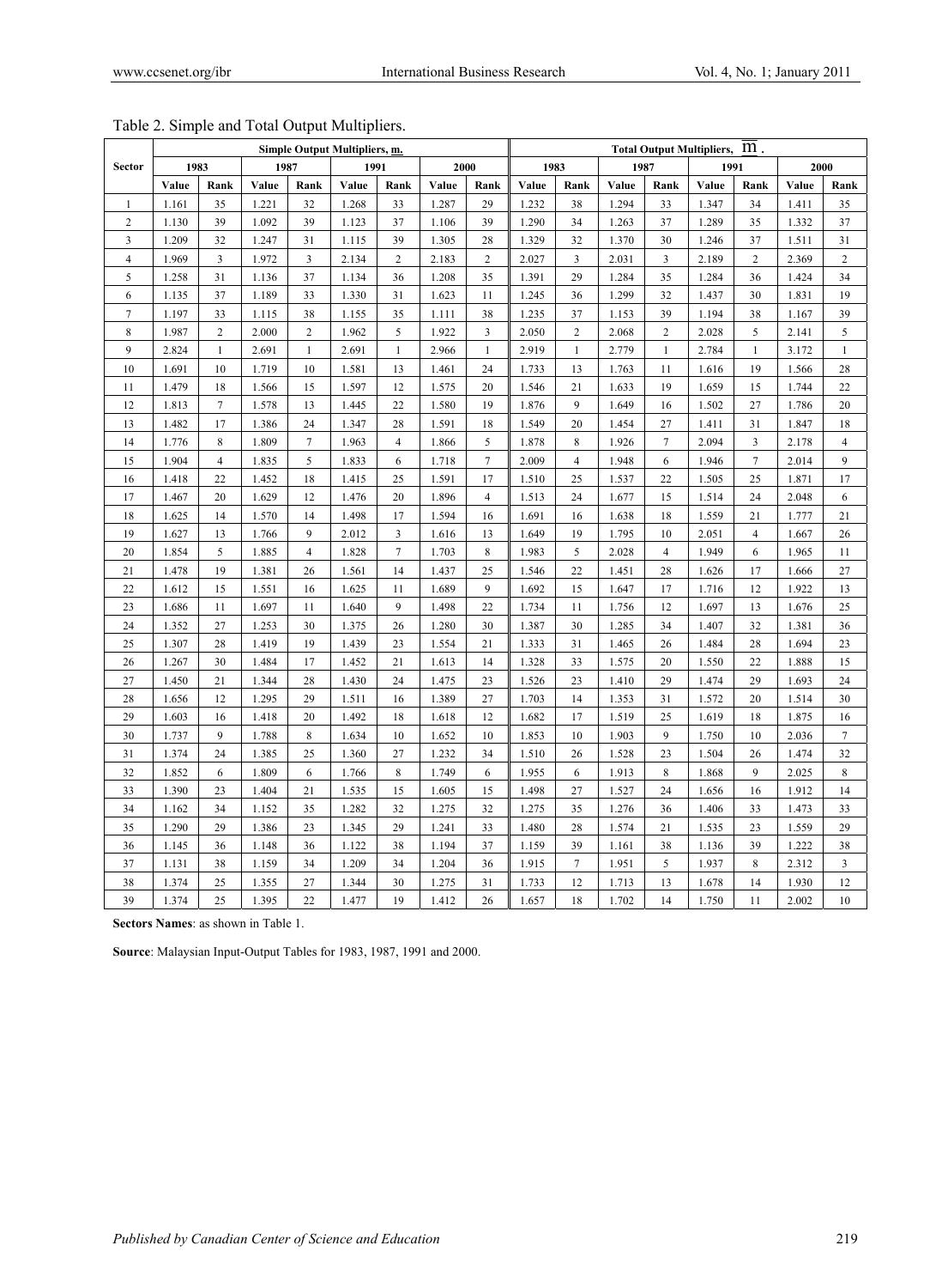Table 2. Simple and Total Output Multipliers.

| Sector | Simple Output Multipliers, m. | | | | | | | | Total Output Multipliers, $\overline{m}$. | | | | | | | |
|---|---|---|---|---|---|---|---|---|---|---|---|---|---|---|---|---|
| | 1983 | | 1987 | | 1991 | | 2000 | | 1983 | | 1987 | | 1991 | | 2000 | |
| | Value | Rank | Value | Rank | Value | Rank | Value | Rank | Value | Rank | Value | Rank | Value | Rank | Value | Rank |
| 1 | 1.161 | 35 | 1.221 | 32 | 1.268 | 33 | 1.287 | 29 | 1.232 | 38 | 1.294 | 33 | 1.347 | 34 | 1.411 | 35 |
| 2 | 1.130 | 39 | 1.092 | 39 | 1.123 | 37 | 1.106 | 39 | 1.290 | 34 | 1.263 | 37 | 1.289 | 35 | 1.332 | 37 |
| 3 | 1.209 | 32 | 1.247 | 31 | 1.115 | 39 | 1.305 | 28 | 1.329 | 32 | 1.370 | 30 | 1.246 | 37 | 1.511 | 31 |
| 4 | 1.969 | 3 | 1.972 | 3 | 2.134 | 2 | 2.183 | 2 | 2.027 | 3 | 2.031 | 3 | 2.189 | 2 | 2.369 | 2 |
| 5 | 1.258 | 31 | 1.136 | 37 | 1.134 | 36 | 1.208 | 35 | 1.391 | 29 | 1.284 | 35 | 1.284 | 36 | 1.424 | 34 |
| 6 | 1.135 | 37 | 1.189 | 33 | 1.330 | 31 | 1.623 | 11 | 1.245 | 36 | 1.299 | 32 | 1.437 | 30 | 1.831 | 19 |
| 7 | 1.197 | 33 | 1.115 | 38 | 1.155 | 35 | 1.111 | 38 | 1.235 | 37 | 1.153 | 39 | 1.194 | 38 | 1.167 | 39 |
| 8 | 1.987 | 2 | 2.000 | 2 | 1.962 | 5 | 1.922 | 3 | 2.050 | 2 | 2.068 | 2 | 2.028 | 5 | 2.141 | 5 |
| 9 | 2.824 | 1 | 2.691 | 1 | 2.691 | 1 | 2.966 | 1 | 2.919 | 1 | 2.779 | 1 | 2.784 | 1 | 3.172 | 1 |
| 10 | 1.691 | 10 | 1.719 | 10 | 1.581 | 13 | 1.461 | 24 | 1.733 | 13 | 1.763 | 11 | 1.616 | 19 | 1.566 | 28 |
| 11 | 1.479 | 18 | 1.566 | 15 | 1.597 | 12 | 1.575 | 20 | 1.546 | 21 | 1.633 | 19 | 1.659 | 15 | 1.744 | 22 |
| 12 | 1.813 | 7 | 1.578 | 13 | 1.445 | 22 | 1.580 | 19 | 1.876 | 9 | 1.649 | 16 | 1.502 | 27 | 1.786 | 20 |
| 13 | 1.482 | 17 | 1.386 | 24 | 1.347 | 28 | 1.591 | 18 | 1.549 | 20 | 1.454 | 27 | 1.411 | 31 | 1.847 | 18 |
| 14 | 1.776 | 8 | 1.809 | 7 | 1.963 | 4 | 1.866 | 5 | 1.878 | 8 | 1.926 | 7 | 2.094 | 3 | 2.178 | 4 |
| 15 | 1.904 | 4 | 1.835 | 5 | 1.833 | 6 | 1.718 | 7 | 2.009 | 4 | 1.948 | 6 | 1.946 | 7 | 2.014 | 9 |
| 16 | 1.418 | 22 | 1.452 | 18 | 1.415 | 25 | 1.591 | 17 | 1.510 | 25 | 1.537 | 22 | 1.505 | 25 | 1.871 | 17 |
| 17 | 1.467 | 20 | 1.629 | 12 | 1.476 | 20 | 1.896 | 4 | 1.513 | 24 | 1.677 | 15 | 1.514 | 24 | 2.048 | 6 |
| 18 | 1.625 | 14 | 1.570 | 14 | 1.498 | 17 | 1.594 | 16 | 1.691 | 16 | 1.638 | 18 | 1.559 | 21 | 1.777 | 21 |
| 19 | 1.627 | 13 | 1.766 | 9 | 2.012 | 3 | 1.616 | 13 | 1.649 | 19 | 1.795 | 10 | 2.051 | 4 | 1.667 | 26 |
| 20 | 1.854 | 5 | 1.885 | 4 | 1.828 | 7 | 1.703 | 8 | 1.983 | 5 | 2.028 | 4 | 1.949 | 6 | 1.965 | 11 |
| 21 | 1.478 | 19 | 1.381 | 26 | 1.561 | 14 | 1.437 | 25 | 1.546 | 22 | 1.451 | 28 | 1.626 | 17 | 1.666 | 27 |
| 22 | 1.612 | 15 | 1.551 | 16 | 1.625 | 11 | 1.689 | 9 | 1.692 | 15 | 1.647 | 17 | 1.716 | 12 | 1.922 | 13 |
| 23 | 1.686 | 11 | 1.697 | 11 | 1.640 | 9 | 1.498 | 22 | 1.734 | 11 | 1.756 | 12 | 1.697 | 13 | 1.676 | 25 |
| 24 | 1.352 | 27 | 1.253 | 30 | 1.375 | 26 | 1.280 | 30 | 1.387 | 30 | 1.285 | 34 | 1.407 | 32 | 1.381 | 36 |
| 25 | 1.307 | 28 | 1.419 | 19 | 1.439 | 23 | 1.554 | 21 | 1.333 | 31 | 1.465 | 26 | 1.484 | 28 | 1.694 | 23 |
| 26 | 1.267 | 30 | 1.484 | 17 | 1.452 | 21 | 1.613 | 14 | 1.328 | 33 | 1.575 | 20 | 1.550 | 22 | 1.888 | 15 |
| 27 | 1.450 | 21 | 1.344 | 28 | 1.430 | 24 | 1.475 | 23 | 1.526 | 23 | 1.410 | 29 | 1.474 | 29 | 1.693 | 24 |
| 28 | 1.656 | 12 | 1.295 | 29 | 1.511 | 16 | 1.389 | 27 | 1.703 | 14 | 1.353 | 31 | 1.572 | 20 | 1.514 | 30 |
| 29 | 1.603 | 16 | 1.418 | 20 | 1.492 | 18 | 1.618 | 12 | 1.682 | 17 | 1.519 | 25 | 1.619 | 18 | 1.875 | 16 |
| 30 | 1.737 | 9 | 1.788 | 8 | 1.634 | 10 | 1.652 | 10 | 1.853 | 10 | 1.903 | 9 | 1.750 | 10 | 2.036 | 7 |
| 31 | 1.374 | 24 | 1.385 | 25 | 1.360 | 27 | 1.232 | 34 | 1.510 | 26 | 1.528 | 23 | 1.504 | 26 | 1.474 | 32 |
| 32 | 1.852 | 6 | 1.809 | 6 | 1.766 | 8 | 1.749 | 6 | 1.955 | 6 | 1.913 | 8 | 1.868 | 9 | 2.025 | 8 |
| 33 | 1.390 | 23 | 1.404 | 21 | 1.535 | 15 | 1.605 | 15 | 1.498 | 27 | 1.527 | 24 | 1.656 | 16 | 1.912 | 14 |
| 34 | 1.162 | 34 | 1.152 | 35 | 1.282 | 32 | 1.275 | 32 | 1.275 | 35 | 1.276 | 36 | 1.406 | 33 | 1.473 | 33 |
| 35 | 1.290 | 29 | 1.386 | 23 | 1.345 | 29 | 1.241 | 33 | 1.480 | 28 | 1.574 | 21 | 1.535 | 23 | 1.559 | 29 |
| 36 | 1.145 | 36 | 1.148 | 36 | 1.122 | 38 | 1.194 | 37 | 1.159 | 39 | 1.161 | 38 | 1.136 | 39 | 1.222 | 38 |
| 37 | 1.131 | 38 | 1.159 | 34 | 1.209 | 34 | 1.204 | 36 | 1.915 | 7 | 1.951 | 5 | 1.937 | 8 | 2.312 | 3 |
| 38 | 1.374 | 25 | 1.355 | 27 | 1.344 | 30 | 1.275 | 31 | 1.733 | 12 | 1.713 | 13 | 1.678 | 14 | 1.930 | 12 |
| 39 | 1.374 | 25 | 1.395 | 22 | 1.477 | 19 | 1.412 | 26 | 1.657 | 18 | 1.702 | 14 | 1.750 | 11 | 2.002 | 10 |

**Sectors Names**: as shown in Table 1.

**Source**: Malaysian Input-Output Tables for 1983, 1987, 1991 and 2000.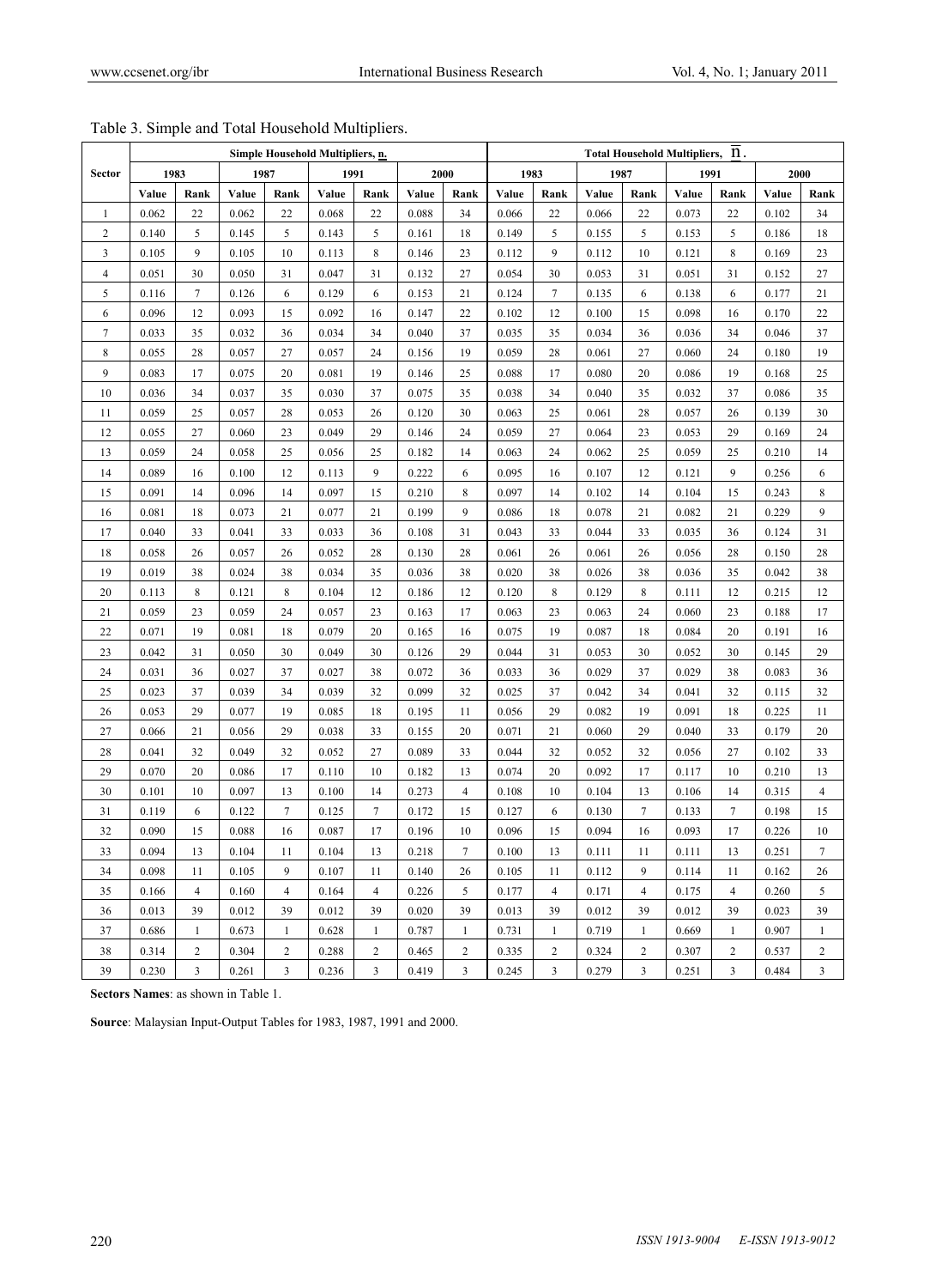Table 3. Simple and Total Household Multipliers.

| Sector | Simple Household Multipliers, n. | | | | | | | | Total Household Multipliers, $\overline{n}$. | | | | | | | |
|---|---|---|---|---|---|---|---|---|---|---|---|---|---|---|---|---|
| | 1983 | | 1987 | | 1991 | | 2000 | | 1983 | | 1987 | | 1991 | | 2000 | |
| | Value | Rank | Value | Rank | Value | Rank | Value | Rank | Value | Rank | Value | Rank | Value | Rank | Value | Rank |
| 1 | 0.062 | 22 | 0.062 | 22 | 0.068 | 22 | 0.088 | 34 | 0.066 | 22 | 0.066 | 22 | 0.073 | 22 | 0.102 | 34 |
| 2 | 0.140 | 5 | 0.145 | 5 | 0.143 | 5 | 0.161 | 18 | 0.149 | 5 | 0.155 | 5 | 0.153 | 5 | 0.186 | 18 |
| 3 | 0.105 | 9 | 0.105 | 10 | 0.113 | 8 | 0.146 | 23 | 0.112 | 9 | 0.112 | 10 | 0.121 | 8 | 0.169 | 23 |
| 4 | 0.051 | 30 | 0.050 | 31 | 0.047 | 31 | 0.132 | 27 | 0.054 | 30 | 0.053 | 31 | 0.051 | 31 | 0.152 | 27 |
| 5 | 0.116 | 7 | 0.126 | 6 | 0.129 | 6 | 0.153 | 21 | 0.124 | 7 | 0.135 | 6 | 0.138 | 6 | 0.177 | 21 |
| 6 | 0.096 | 12 | 0.093 | 15 | 0.092 | 16 | 0.147 | 22 | 0.102 | 12 | 0.100 | 15 | 0.098 | 16 | 0.170 | 22 |
| 7 | 0.033 | 35 | 0.032 | 36 | 0.034 | 34 | 0.040 | 37 | 0.035 | 35 | 0.034 | 36 | 0.036 | 34 | 0.046 | 37 |
| 8 | 0.055 | 28 | 0.057 | 27 | 0.057 | 24 | 0.156 | 19 | 0.059 | 28 | 0.061 | 27 | 0.060 | 24 | 0.180 | 19 |
| 9 | 0.083 | 17 | 0.075 | 20 | 0.081 | 19 | 0.146 | 25 | 0.088 | 17 | 0.080 | 20 | 0.086 | 19 | 0.168 | 25 |
| 10 | 0.036 | 34 | 0.037 | 35 | 0.030 | 37 | 0.075 | 35 | 0.038 | 34 | 0.040 | 35 | 0.032 | 37 | 0.086 | 35 |
| 11 | 0.059 | 25 | 0.057 | 28 | 0.053 | 26 | 0.120 | 30 | 0.063 | 25 | 0.061 | 28 | 0.057 | 26 | 0.139 | 30 |
| 12 | 0.055 | 27 | 0.060 | 23 | 0.049 | 29 | 0.146 | 24 | 0.059 | 27 | 0.064 | 23 | 0.053 | 29 | 0.169 | 24 |
| 13 | 0.059 | 24 | 0.058 | 25 | 0.056 | 25 | 0.182 | 14 | 0.063 | 24 | 0.062 | 25 | 0.059 | 25 | 0.210 | 14 |
| 14 | 0.089 | 16 | 0.100 | 12 | 0.113 | 9 | 0.222 | 6 | 0.095 | 16 | 0.107 | 12 | 0.121 | 9 | 0.256 | 6 |
| 15 | 0.091 | 14 | 0.096 | 14 | 0.097 | 15 | 0.210 | 8 | 0.097 | 14 | 0.102 | 14 | 0.104 | 15 | 0.243 | 8 |
| 16 | 0.081 | 18 | 0.073 | 21 | 0.077 | 21 | 0.199 | 9 | 0.086 | 18 | 0.078 | 21 | 0.082 | 21 | 0.229 | 9 |
| 17 | 0.040 | 33 | 0.041 | 33 | 0.033 | 36 | 0.108 | 31 | 0.043 | 33 | 0.044 | 33 | 0.035 | 36 | 0.124 | 31 |
| 18 | 0.058 | 26 | 0.057 | 26 | 0.052 | 28 | 0.130 | 28 | 0.061 | 26 | 0.061 | 26 | 0.056 | 28 | 0.150 | 28 |
| 19 | 0.019 | 38 | 0.024 | 38 | 0.034 | 35 | 0.036 | 38 | 0.020 | 38 | 0.026 | 38 | 0.036 | 35 | 0.042 | 38 |
| 20 | 0.113 | 8 | 0.121 | 8 | 0.104 | 12 | 0.186 | 12 | 0.120 | 8 | 0.129 | 8 | 0.111 | 12 | 0.215 | 12 |
| 21 | 0.059 | 23 | 0.059 | 24 | 0.057 | 23 | 0.163 | 17 | 0.063 | 23 | 0.063 | 24 | 0.060 | 23 | 0.188 | 17 |
| 22 | 0.071 | 19 | 0.081 | 18 | 0.079 | 20 | 0.165 | 16 | 0.075 | 19 | 0.087 | 18 | 0.084 | 20 | 0.191 | 16 |
| 23 | 0.042 | 31 | 0.050 | 30 | 0.049 | 30 | 0.126 | 29 | 0.044 | 31 | 0.053 | 30 | 0.052 | 30 | 0.145 | 29 |
| 24 | 0.031 | 36 | 0.027 | 37 | 0.027 | 38 | 0.072 | 36 | 0.033 | 36 | 0.029 | 37 | 0.029 | 38 | 0.083 | 36 |
| 25 | 0.023 | 37 | 0.039 | 34 | 0.039 | 32 | 0.099 | 32 | 0.025 | 37 | 0.042 | 34 | 0.041 | 32 | 0.115 | 32 |
| 26 | 0.053 | 29 | 0.077 | 19 | 0.085 | 18 | 0.195 | 11 | 0.056 | 29 | 0.082 | 19 | 0.091 | 18 | 0.225 | 11 |
| 27 | 0.066 | 21 | 0.056 | 29 | 0.038 | 33 | 0.155 | 20 | 0.071 | 21 | 0.060 | 29 | 0.040 | 33 | 0.179 | 20 |
| 28 | 0.041 | 32 | 0.049 | 32 | 0.052 | 27 | 0.089 | 33 | 0.044 | 32 | 0.052 | 32 | 0.056 | 27 | 0.102 | 33 |
| 29 | 0.070 | 20 | 0.086 | 17 | 0.110 | 10 | 0.182 | 13 | 0.074 | 20 | 0.092 | 17 | 0.117 | 10 | 0.210 | 13 |
| 30 | 0.101 | 10 | 0.097 | 13 | 0.100 | 14 | 0.273 | 4 | 0.108 | 10 | 0.104 | 13 | 0.106 | 14 | 0.315 | 4 |
| 31 | 0.119 | 6 | 0.122 | 7 | 0.125 | 7 | 0.172 | 15 | 0.127 | 6 | 0.130 | 7 | 0.133 | 7 | 0.198 | 15 |
| 32 | 0.090 | 15 | 0.088 | 16 | 0.087 | 17 | 0.196 | 10 | 0.096 | 15 | 0.094 | 16 | 0.093 | 17 | 0.226 | 10 |
| 33 | 0.094 | 13 | 0.104 | 11 | 0.104 | 13 | 0.218 | 7 | 0.100 | 13 | 0.111 | 11 | 0.111 | 13 | 0.251 | 7 |
| 34 | 0.098 | 11 | 0.105 | 9 | 0.107 | 11 | 0.140 | 26 | 0.105 | 11 | 0.112 | 9 | 0.114 | 11 | 0.162 | 26 |
| 35 | 0.166 | 4 | 0.160 | 4 | 0.164 | 4 | 0.226 | 5 | 0.177 | 4 | 0.171 | 4 | 0.175 | 4 | 0.260 | 5 |
| 36 | 0.013 | 39 | 0.012 | 39 | 0.012 | 39 | 0.020 | 39 | 0.013 | 39 | 0.012 | 39 | 0.012 | 39 | 0.023 | 39 |
| 37 | 0.686 | 1 | 0.673 | 1 | 0.628 | 1 | 0.787 | 1 | 0.731 | 1 | 0.719 | 1 | 0.669 | 1 | 0.907 | 1 |
| 38 | 0.314 | 2 | 0.304 | 2 | 0.288 | 2 | 0.465 | 2 | 0.335 | 2 | 0.324 | 2 | 0.307 | 2 | 0.537 | 2 |
| 39 | 0.230 | 3 | 0.261 | 3 | 0.236 | 3 | 0.419 | 3 | 0.245 | 3 | 0.279 | 3 | 0.251 | 3 | 0.484 | 3 |

**Sectors Names**: as shown in Table 1.

**Source**: Malaysian Input-Output Tables for 1983, 1987, 1991 and 2000.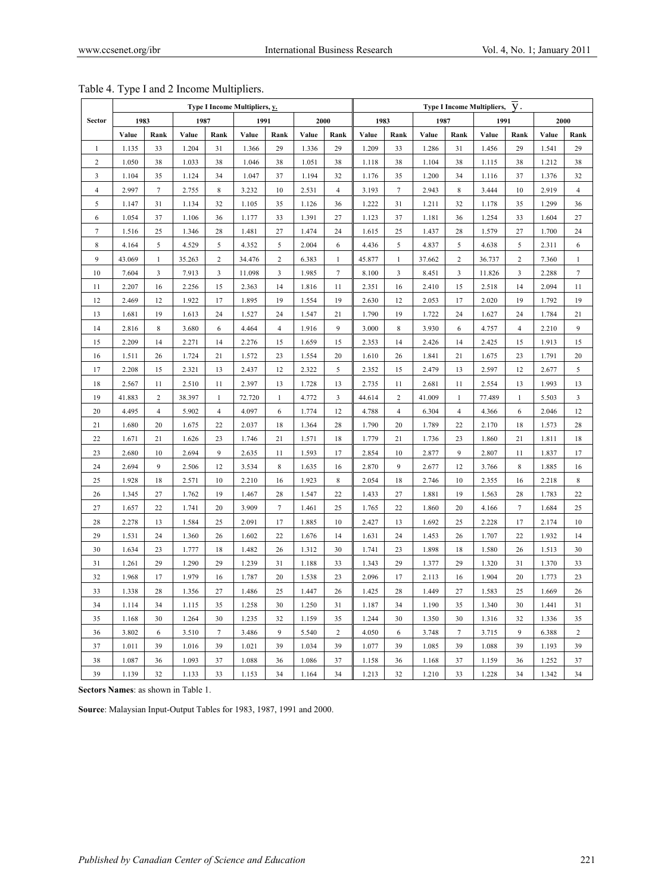Table 4. Type I and 2 Income Multipliers.

| Sector | Type I Income Multipliers, $\underline{y}$. | | | | | | | | Type I Income Multipliers, $\overline{y}$. | | | | | | | |
|---|---|---|---|---|---|---|---|---|---|---|---|---|---|---|---|---|
| | 1983 | | 1987 | | 1991 | | 2000 | | 1983 | | 1987 | | 1991 | | 2000 | |
| | Value | Rank | Value | Rank | Value | Rank | Value | Rank | Value | Rank | Value | Rank | Value | Rank | Value | Rank |
| 1 | 1.135 | 33 | 1.204 | 31 | 1.366 | 29 | 1.336 | 29 | 1.209 | 33 | 1.286 | 31 | 1.456 | 29 | 1.541 | 29 |
| 2 | 1.050 | 38 | 1.033 | 38 | 1.046 | 38 | 1.051 | 38 | 1.118 | 38 | 1.104 | 38 | 1.115 | 38 | 1.212 | 38 |
| 3 | 1.104 | 35 | 1.124 | 34 | 1.047 | 37 | 1.194 | 32 | 1.176 | 35 | 1.200 | 34 | 1.116 | 37 | 1.376 | 32 |
| 4 | 2.997 | 7 | 2.755 | 8 | 3.232 | 10 | 2.531 | 4 | 3.193 | 7 | 2.943 | 8 | 3.444 | 10 | 2.919 | 4 |
| 5 | 1.147 | 31 | 1.134 | 32 | 1.105 | 35 | 1.126 | 36 | 1.222 | 31 | 1.211 | 32 | 1.178 | 35 | 1.299 | 36 |
| 6 | 1.054 | 37 | 1.106 | 36 | 1.177 | 33 | 1.391 | 27 | 1.123 | 37 | 1.181 | 36 | 1.254 | 33 | 1.604 | 27 |
| 7 | 1.516 | 25 | 1.346 | 28 | 1.481 | 27 | 1.474 | 24 | 1.615 | 25 | 1.437 | 28 | 1.579 | 27 | 1.700 | 24 |
| 8 | 4.164 | 5 | 4.529 | 5 | 4.352 | 5 | 2.004 | 6 | 4.436 | 5 | 4.837 | 5 | 4.638 | 5 | 2.311 | 6 |
| 9 | 43.069 | 1 | 35.263 | 2 | 34.476 | 2 | 6.383 | 1 | 45.877 | 1 | 37.662 | 2 | 36.737 | 2 | 7.360 | 1 |
| 10 | 7.604 | 3 | 7.913 | 3 | 11.098 | 3 | 1.985 | 7 | 8.100 | 3 | 8.451 | 3 | 11.826 | 3 | 2.288 | 7 |
| 11 | 2.207 | 16 | 2.256 | 15 | 2.363 | 14 | 1.816 | 11 | 2.351 | 16 | 2.410 | 15 | 2.518 | 14 | 2.094 | 11 |
| 12 | 2.469 | 12 | 1.922 | 17 | 1.895 | 19 | 1.554 | 19 | 2.630 | 12 | 2.053 | 17 | 2.020 | 19 | 1.792 | 19 |
| 13 | 1.681 | 19 | 1.613 | 24 | 1.527 | 24 | 1.547 | 21 | 1.790 | 19 | 1.722 | 24 | 1.627 | 24 | 1.784 | 21 |
| 14 | 2.816 | 8 | 3.680 | 6 | 4.464 | 4 | 1.916 | 9 | 3.000 | 8 | 3.930 | 6 | 4.757 | 4 | 2.210 | 9 |
| 15 | 2.209 | 14 | 2.271 | 14 | 2.276 | 15 | 1.659 | 15 | 2.353 | 14 | 2.426 | 14 | 2.425 | 15 | 1.913 | 15 |
| 16 | 1.511 | 26 | 1.724 | 21 | 1.572 | 23 | 1.554 | 20 | 1.610 | 26 | 1.841 | 21 | 1.675 | 23 | 1.791 | 20 |
| 17 | 2.208 | 15 | 2.321 | 13 | 2.437 | 12 | 2.322 | 5 | 2.352 | 15 | 2.479 | 13 | 2.597 | 12 | 2.677 | 5 |
| 18 | 2.567 | 11 | 2.510 | 11 | 2.397 | 13 | 1.728 | 13 | 2.735 | 11 | 2.681 | 11 | 2.554 | 13 | 1.993 | 13 |
| 19 | 41.883 | 2 | 38.397 | 1 | 72.720 | 1 | 4.772 | 3 | 44.614 | 2 | 41.009 | 1 | 77.489 | 1 | 5.503 | 3 |
| 20 | 4.495 | 4 | 5.902 | 4 | 4.097 | 6 | 1.774 | 12 | 4.788 | 4 | 6.304 | 4 | 4.366 | 6 | 2.046 | 12 |
| 21 | 1.680 | 20 | 1.675 | 22 | 2.037 | 18 | 1.364 | 28 | 1.790 | 20 | 1.789 | 22 | 2.170 | 18 | 1.573 | 28 |
| 22 | 1.671 | 21 | 1.626 | 23 | 1.746 | 21 | 1.571 | 18 | 1.779 | 21 | 1.736 | 23 | 1.860 | 21 | 1.811 | 18 |
| 23 | 2.680 | 10 | 2.694 | 9 | 2.635 | 11 | 1.593 | 17 | 2.854 | 10 | 2.877 | 9 | 2.807 | 11 | 1.837 | 17 |
| 24 | 2.694 | 9 | 2.506 | 12 | 3.534 | 8 | 1.635 | 16 | 2.870 | 9 | 2.677 | 12 | 3.766 | 8 | 1.885 | 16 |
| 25 | 1.928 | 18 | 2.571 | 10 | 2.210 | 16 | 1.923 | 8 | 2.054 | 18 | 2.746 | 10 | 2.355 | 16 | 2.218 | 8 |
| 26 | 1.345 | 27 | 1.762 | 19 | 1.467 | 28 | 1.547 | 22 | 1.433 | 27 | 1.881 | 19 | 1.563 | 28 | 1.783 | 22 |
| 27 | 1.657 | 22 | 1.741 | 20 | 3.909 | 7 | 1.461 | 25 | 1.765 | 22 | 1.860 | 20 | 4.166 | 7 | 1.684 | 25 |
| 28 | 2.278 | 13 | 1.584 | 25 | 2.091 | 17 | 1.885 | 10 | 2.427 | 13 | 1.692 | 25 | 2.228 | 17 | 2.174 | 10 |
| 29 | 1.531 | 24 | 1.360 | 26 | 1.602 | 22 | 1.676 | 14 | 1.631 | 24 | 1.453 | 26 | 1.707 | 22 | 1.932 | 14 |
| 30 | 1.634 | 23 | 1.777 | 18 | 1.482 | 26 | 1.312 | 30 | 1.741 | 23 | 1.898 | 18 | 1.580 | 26 | 1.513 | 30 |
| 31 | 1.261 | 29 | 1.290 | 29 | 1.239 | 31 | 1.188 | 33 | 1.343 | 29 | 1.377 | 29 | 1.320 | 31 | 1.370 | 33 |
| 32 | 1.968 | 17 | 1.979 | 16 | 1.787 | 20 | 1.538 | 23 | 2.096 | 17 | 2.113 | 16 | 1.904 | 20 | 1.773 | 23 |
| 33 | 1.338 | 28 | 1.356 | 27 | 1.486 | 25 | 1.447 | 26 | 1.425 | 28 | 1.449 | 27 | 1.583 | 25 | 1.669 | 26 |
| 34 | 1.114 | 34 | 1.115 | 35 | 1.258 | 30 | 1.250 | 31 | 1.187 | 34 | 1.190 | 35 | 1.340 | 30 | 1.441 | 31 |
| 35 | 1.168 | 30 | 1.264 | 30 | 1.235 | 32 | 1.159 | 35 | 1.244 | 30 | 1.350 | 30 | 1.316 | 32 | 1.336 | 35 |
| 36 | 3.802 | 6 | 3.510 | 7 | 3.486 | 9 | 5.540 | 2 | 4.050 | 6 | 3.748 | 7 | 3.715 | 9 | 6.388 | 2 |
| 37 | 1.011 | 39 | 1.016 | 39 | 1.021 | 39 | 1.034 | 39 | 1.077 | 39 | 1.085 | 39 | 1.088 | 39 | 1.193 | 39 |
| 38 | 1.087 | 36 | 1.093 | 37 | 1.088 | 36 | 1.086 | 37 | 1.158 | 36 | 1.168 | 37 | 1.159 | 36 | 1.252 | 37 |
| 39 | 1.139 | 32 | 1.133 | 33 | 1.153 | 34 | 1.164 | 34 | 1.213 | 32 | 1.210 | 33 | 1.228 | 34 | 1.342 | 34 |

**Sectors Names**: as shown in Table 1.

**Source**: Malaysian Input-Output Tables for 1983, 1987, 1991 and 2000.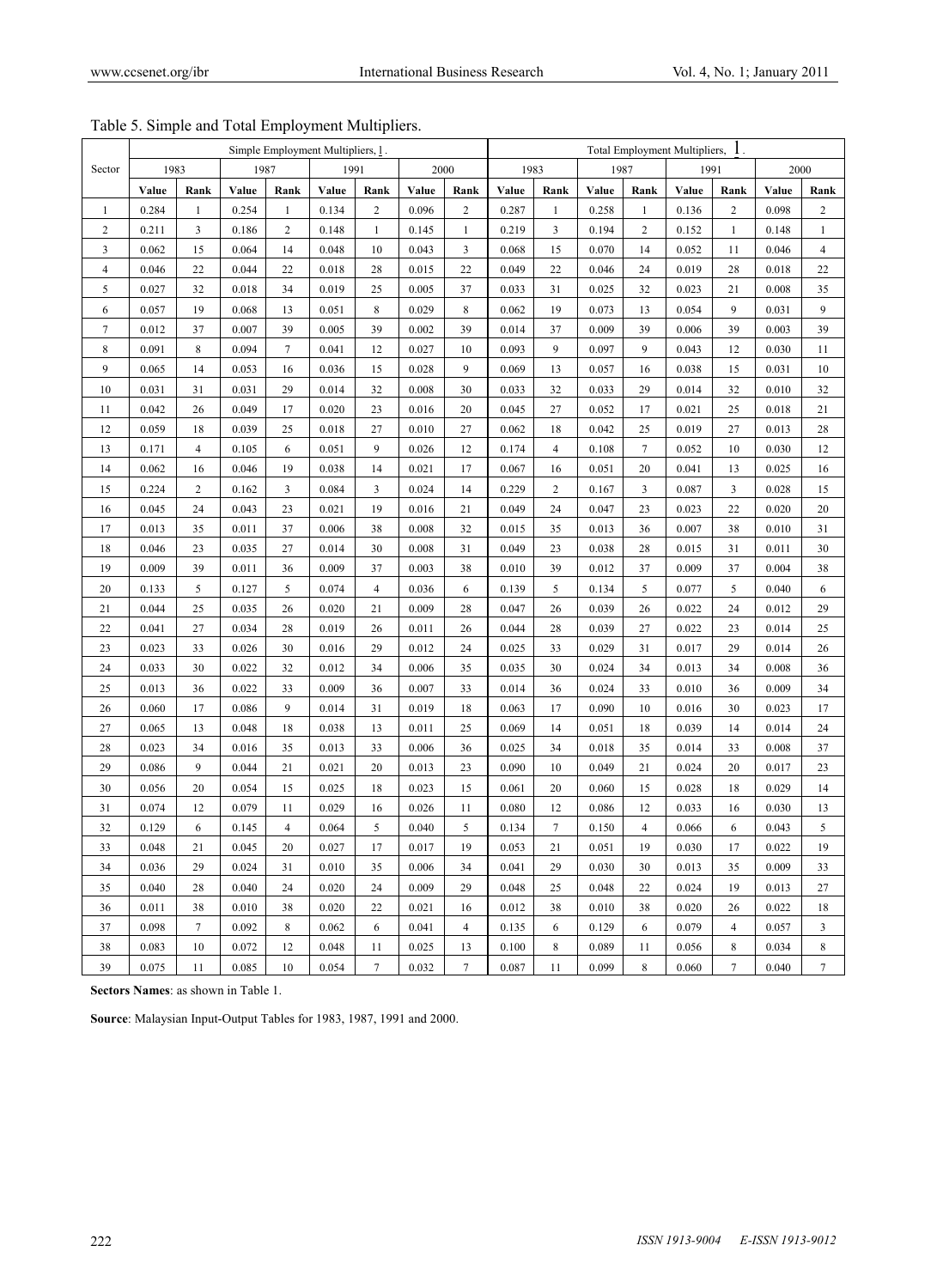Table 5. Simple and Total Employment Multipliers.

| Sector | Simple Employment Multipliers, $l$. | | | | | | | | Total Employment Multipliers, $l$. | | | | | | | |
|---|---|---|---|---|---|---|---|---|---|---|---|---|---|---|---|---|
| | 1983 | | 1987 | | 1991 | | 2000 | | 1983 | | 1987 | | 1991 | | 2000 | |
| | **Value** | **Rank** | **Value** | **Rank** | **Value** | **Rank** | **Value** | **Rank** | **Value** | **Rank** | **Value** | **Rank** | **Value** | **Rank** | **Value** | **Rank** |
| 1 | 0.284 | 1 | 0.254 | 1 | 0.134 | 2 | 0.096 | 2 | 0.287 | 1 | 0.258 | 1 | 0.136 | 2 | 0.098 | 2 |
| 2 | 0.211 | 3 | 0.186 | 2 | 0.148 | 1 | 0.145 | 1 | 0.219 | 3 | 0.194 | 2 | 0.152 | 1 | 0.148 | 1 |
| 3 | 0.062 | 15 | 0.064 | 14 | 0.048 | 10 | 0.043 | 3 | 0.068 | 15 | 0.070 | 14 | 0.052 | 11 | 0.046 | 4 |
| 4 | 0.046 | 22 | 0.044 | 22 | 0.018 | 28 | 0.015 | 22 | 0.049 | 22 | 0.046 | 24 | 0.019 | 28 | 0.018 | 22 |
| 5 | 0.027 | 32 | 0.018 | 34 | 0.019 | 25 | 0.005 | 37 | 0.033 | 31 | 0.025 | 32 | 0.023 | 21 | 0.008 | 35 |
| 6 | 0.057 | 19 | 0.068 | 13 | 0.051 | 8 | 0.029 | 8 | 0.062 | 19 | 0.073 | 13 | 0.054 | 9 | 0.031 | 9 |
| 7 | 0.012 | 37 | 0.007 | 39 | 0.005 | 39 | 0.002 | 39 | 0.014 | 37 | 0.009 | 39 | 0.006 | 39 | 0.003 | 39 |
| 8 | 0.091 | 8 | 0.094 | 7 | 0.041 | 12 | 0.027 | 10 | 0.093 | 9 | 0.097 | 9 | 0.043 | 12 | 0.030 | 11 |
| 9 | 0.065 | 14 | 0.053 | 16 | 0.036 | 15 | 0.028 | 9 | 0.069 | 13 | 0.057 | 16 | 0.038 | 15 | 0.031 | 10 |
| 10 | 0.031 | 31 | 0.031 | 29 | 0.014 | 32 | 0.008 | 30 | 0.033 | 32 | 0.033 | 29 | 0.014 | 32 | 0.010 | 32 |
| 11 | 0.042 | 26 | 0.049 | 17 | 0.020 | 23 | 0.016 | 20 | 0.045 | 27 | 0.052 | 17 | 0.021 | 25 | 0.018 | 21 |
| 12 | 0.059 | 18 | 0.039 | 25 | 0.018 | 27 | 0.010 | 27 | 0.062 | 18 | 0.042 | 25 | 0.019 | 27 | 0.013 | 28 |
| 13 | 0.171 | 4 | 0.105 | 6 | 0.051 | 9 | 0.026 | 12 | 0.174 | 4 | 0.108 | 7 | 0.052 | 10 | 0.030 | 12 |
| 14 | 0.062 | 16 | 0.046 | 19 | 0.038 | 14 | 0.021 | 17 | 0.067 | 16 | 0.051 | 20 | 0.041 | 13 | 0.025 | 16 |
| 15 | 0.224 | 2 | 0.162 | 3 | 0.084 | 3 | 0.024 | 14 | 0.229 | 2 | 0.167 | 3 | 0.087 | 3 | 0.028 | 15 |
| 16 | 0.045 | 24 | 0.043 | 23 | 0.021 | 19 | 0.016 | 21 | 0.049 | 24 | 0.047 | 23 | 0.023 | 22 | 0.020 | 20 |
| 17 | 0.013 | 35 | 0.011 | 37 | 0.006 | 38 | 0.008 | 32 | 0.015 | 35 | 0.013 | 36 | 0.007 | 38 | 0.010 | 31 |
| 18 | 0.046 | 23 | 0.035 | 27 | 0.014 | 30 | 0.008 | 31 | 0.049 | 23 | 0.038 | 28 | 0.015 | 31 | 0.011 | 30 |
| 19 | 0.009 | 39 | 0.011 | 36 | 0.009 | 37 | 0.003 | 38 | 0.010 | 39 | 0.012 | 37 | 0.009 | 37 | 0.004 | 38 |
| 20 | 0.133 | 5 | 0.127 | 5 | 0.074 | 4 | 0.036 | 6 | 0.139 | 5 | 0.134 | 5 | 0.077 | 5 | 0.040 | 6 |
| 21 | 0.044 | 25 | 0.035 | 26 | 0.020 | 21 | 0.009 | 28 | 0.047 | 26 | 0.039 | 26 | 0.022 | 24 | 0.012 | 29 |
| 22 | 0.041 | 27 | 0.034 | 28 | 0.019 | 26 | 0.011 | 26 | 0.044 | 28 | 0.039 | 27 | 0.022 | 23 | 0.014 | 25 |
| 23 | 0.023 | 33 | 0.026 | 30 | 0.016 | 29 | 0.012 | 24 | 0.025 | 33 | 0.029 | 31 | 0.017 | 29 | 0.014 | 26 |
| 24 | 0.033 | 30 | 0.022 | 32 | 0.012 | 34 | 0.006 | 35 | 0.035 | 30 | 0.024 | 34 | 0.013 | 34 | 0.008 | 36 |
| 25 | 0.013 | 36 | 0.022 | 33 | 0.009 | 36 | 0.007 | 33 | 0.014 | 36 | 0.024 | 33 | 0.010 | 36 | 0.009 | 34 |
| 26 | 0.060 | 17 | 0.086 | 9 | 0.014 | 31 | 0.019 | 18 | 0.063 | 17 | 0.090 | 10 | 0.016 | 30 | 0.023 | 17 |
| 27 | 0.065 | 13 | 0.048 | 18 | 0.038 | 13 | 0.011 | 25 | 0.069 | 14 | 0.051 | 18 | 0.039 | 14 | 0.014 | 24 |
| 28 | 0.023 | 34 | 0.016 | 35 | 0.013 | 33 | 0.006 | 36 | 0.025 | 34 | 0.018 | 35 | 0.014 | 33 | 0.008 | 37 |
| 29 | 0.086 | 9 | 0.044 | 21 | 0.021 | 20 | 0.013 | 23 | 0.090 | 10 | 0.049 | 21 | 0.024 | 20 | 0.017 | 23 |
| 30 | 0.056 | 20 | 0.054 | 15 | 0.025 | 18 | 0.023 | 15 | 0.061 | 20 | 0.060 | 15 | 0.028 | 18 | 0.029 | 14 |
| 31 | 0.074 | 12 | 0.079 | 11 | 0.029 | 16 | 0.026 | 11 | 0.080 | 12 | 0.086 | 12 | 0.033 | 16 | 0.030 | 13 |
| 32 | 0.129 | 6 | 0.145 | 4 | 0.064 | 5 | 0.040 | 5 | 0.134 | 7 | 0.150 | 4 | 0.066 | 6 | 0.043 | 5 |
| 33 | 0.048 | 21 | 0.045 | 20 | 0.027 | 17 | 0.017 | 19 | 0.053 | 21 | 0.051 | 19 | 0.030 | 17 | 0.022 | 19 |
| 34 | 0.036 | 29 | 0.024 | 31 | 0.010 | 35 | 0.006 | 34 | 0.041 | 29 | 0.030 | 30 | 0.013 | 35 | 0.009 | 33 |
| 35 | 0.040 | 28 | 0.040 | 24 | 0.020 | 24 | 0.009 | 29 | 0.048 | 25 | 0.048 | 22 | 0.024 | 19 | 0.013 | 27 |
| 36 | 0.011 | 38 | 0.010 | 38 | 0.020 | 22 | 0.021 | 16 | 0.012 | 38 | 0.010 | 38 | 0.020 | 26 | 0.022 | 18 |
| 37 | 0.098 | 7 | 0.092 | 8 | 0.062 | 6 | 0.041 | 4 | 0.135 | 6 | 0.129 | 6 | 0.079 | 4 | 0.057 | 3 |
| 38 | 0.083 | 10 | 0.072 | 12 | 0.048 | 11 | 0.025 | 13 | 0.100 | 8 | 0.089 | 11 | 0.056 | 8 | 0.034 | 8 |
| 39 | 0.075 | 11 | 0.085 | 10 | 0.054 | 7 | 0.032 | 7 | 0.087 | 11 | 0.099 | 8 | 0.060 | 7 | 0.040 | 7 |

**Sectors Names**: as shown in Table 1.

**Source**: Malaysian Input-Output Tables for 1983, 1987, 1991 and 2000.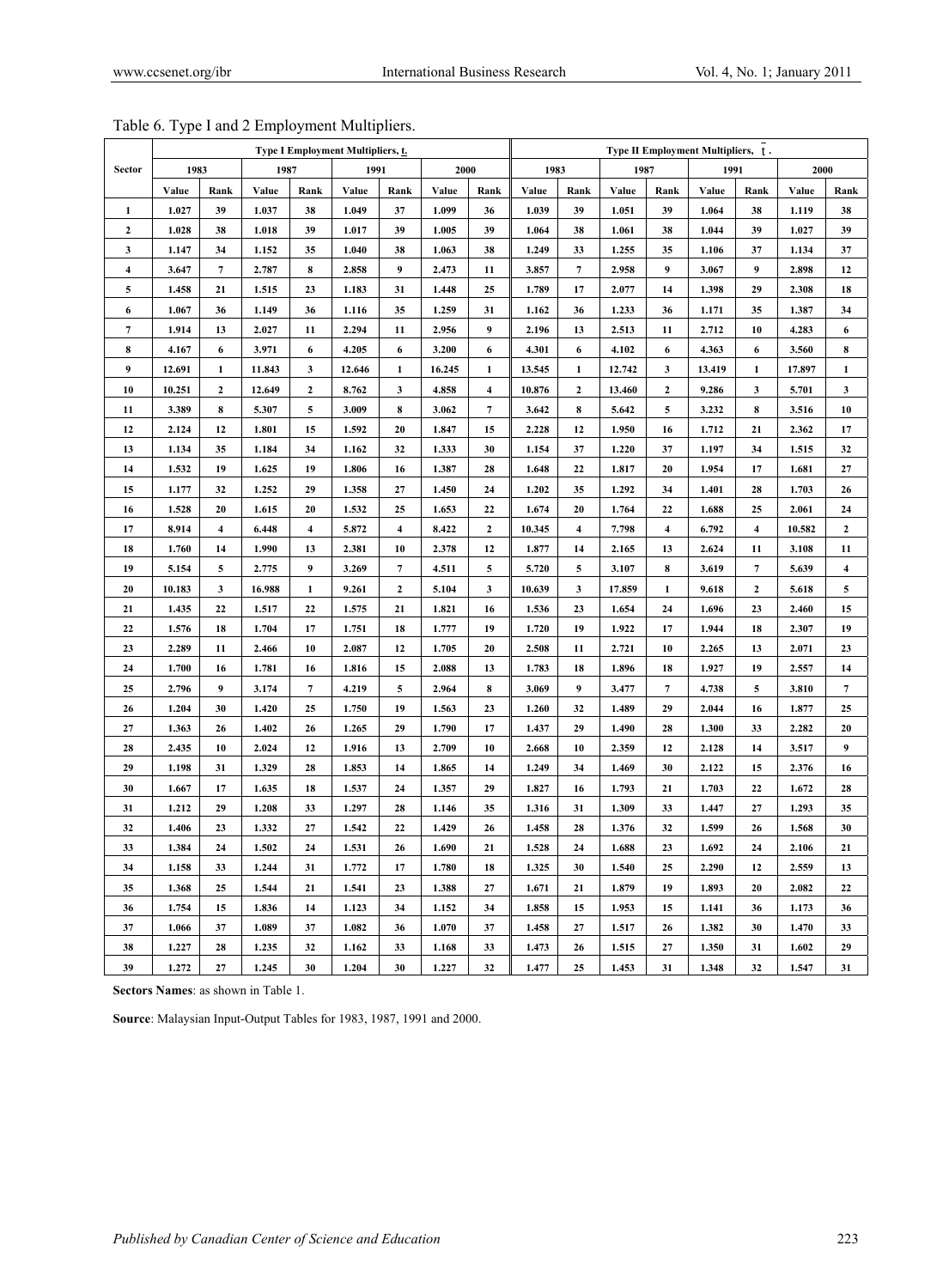Table 6. Type I and 2 Employment Multipliers.

| Sector | Type I Employment Multipliers, t. | | | | | | | | Type II Employment Multipliers, $\bar{t}$. | | | | | | | |
|---|---|---|---|---|---|---|---|---|---|---|---|---|---|---|---|---|
| | 1983 | | 1987 | | 1991 | | 2000 | | 1983 | | 1987 | | 1991 | | 2000 | |
| | Value | Rank | Value | Rank | Value | Rank | Value | Rank | Value | Rank | Value | Rank | Value | Rank | Value | Rank |
| 1 | 1.027 | 39 | 1.037 | 38 | 1.049 | 37 | 1.099 | 36 | 1.039 | 39 | 1.051 | 39 | 1.064 | 38 | 1.119 | 38 |
| 2 | 1.028 | 38 | 1.018 | 39 | 1.017 | 39 | 1.005 | 39 | 1.064 | 38 | 1.061 | 38 | 1.044 | 39 | 1.027 | 39 |
| 3 | 1.147 | 34 | 1.152 | 35 | 1.040 | 38 | 1.063 | 38 | 1.249 | 33 | 1.255 | 35 | 1.106 | 37 | 1.134 | 37 |
| 4 | 3.647 | 7 | 2.787 | 8 | 2.858 | 9 | 2.473 | 11 | 3.857 | 7 | 2.958 | 9 | 3.067 | 9 | 2.898 | 12 |
| 5 | 1.458 | 21 | 1.515 | 23 | 1.183 | 31 | 1.448 | 25 | 1.789 | 17 | 2.077 | 14 | 1.398 | 29 | 2.308 | 18 |
| 6 | 1.067 | 36 | 1.149 | 36 | 1.116 | 35 | 1.259 | 31 | 1.162 | 36 | 1.233 | 36 | 1.171 | 35 | 1.387 | 34 |
| 7 | 1.914 | 13 | 2.027 | 11 | 2.294 | 11 | 2.956 | 9 | 2.196 | 13 | 2.513 | 11 | 2.712 | 10 | 4.283 | 6 |
| 8 | 4.167 | 6 | 3.971 | 6 | 4.205 | 6 | 3.200 | 6 | 4.301 | 6 | 4.102 | 6 | 4.363 | 6 | 3.560 | 8 |
| 9 | 12.691 | 1 | 11.843 | 3 | 12.646 | 1 | 16.245 | 1 | 13.545 | 1 | 12.742 | 3 | 13.419 | 1 | 17.897 | 1 |
| 10 | 10.251 | 2 | 12.649 | 2 | 8.762 | 3 | 4.858 | 4 | 10.876 | 2 | 13.460 | 2 | 9.286 | 3 | 5.701 | 3 |
| 11 | 3.389 | 8 | 5.307 | 5 | 3.009 | 8 | 3.062 | 7 | 3.642 | 8 | 5.642 | 5 | 3.232 | 8 | 3.516 | 10 |
| 12 | 2.124 | 12 | 1.801 | 15 | 1.592 | 20 | 1.847 | 15 | 2.228 | 12 | 1.950 | 16 | 1.712 | 21 | 2.362 | 17 |
| 13 | 1.134 | 35 | 1.184 | 34 | 1.162 | 32 | 1.333 | 30 | 1.154 | 37 | 1.220 | 37 | 1.197 | 34 | 1.515 | 32 |
| 14 | 1.532 | 19 | 1.625 | 19 | 1.806 | 16 | 1.387 | 28 | 1.648 | 22 | 1.817 | 20 | 1.954 | 17 | 1.681 | 27 |
| 15 | 1.177 | 32 | 1.252 | 29 | 1.358 | 27 | 1.450 | 24 | 1.202 | 35 | 1.292 | 34 | 1.401 | 28 | 1.703 | 26 |
| 16 | 1.528 | 20 | 1.615 | 20 | 1.532 | 25 | 1.653 | 22 | 1.674 | 20 | 1.764 | 22 | 1.688 | 25 | 2.061 | 24 |
| 17 | 8.914 | 4 | 6.448 | 4 | 5.872 | 4 | 8.422 | 2 | 10.345 | 4 | 7.798 | 4 | 6.792 | 4 | 10.582 | 2 |
| 18 | 1.760 | 14 | 1.990 | 13 | 2.381 | 10 | 2.378 | 12 | 1.877 | 14 | 2.165 | 13 | 2.624 | 11 | 3.108 | 11 |
| 19 | 5.154 | 5 | 2.775 | 9 | 3.269 | 7 | 4.511 | 5 | 5.720 | 5 | 3.107 | 8 | 3.619 | 7 | 5.639 | 4 |
| 20 | 10.183 | 3 | 16.988 | 1 | 9.261 | 2 | 5.104 | 3 | 10.639 | 3 | 17.859 | 1 | 9.618 | 2 | 5.618 | 5 |
| 21 | 1.435 | 22 | 1.517 | 22 | 1.575 | 21 | 1.821 | 16 | 1.536 | 23 | 1.654 | 24 | 1.696 | 23 | 2.460 | 15 |
| 22 | 1.576 | 18 | 1.704 | 17 | 1.751 | 18 | 1.777 | 19 | 1.720 | 19 | 1.922 | 17 | 1.944 | 18 | 2.307 | 19 |
| 23 | 2.289 | 11 | 2.466 | 10 | 2.087 | 12 | 1.705 | 20 | 2.508 | 11 | 2.721 | 10 | 2.265 | 13 | 2.071 | 23 |
| 24 | 1.700 | 16 | 1.781 | 16 | 1.816 | 15 | 2.088 | 13 | 1.783 | 18 | 1.896 | 18 | 1.927 | 19 | 2.557 | 14 |
| 25 | 2.796 | 9 | 3.174 | 7 | 4.219 | 5 | 2.964 | 8 | 3.069 | 9 | 3.477 | 7 | 4.738 | 5 | 3.810 | 7 |
| 26 | 1.204 | 30 | 1.420 | 25 | 1.750 | 19 | 1.563 | 23 | 1.260 | 32 | 1.489 | 29 | 2.044 | 16 | 1.877 | 25 |
| 27 | 1.363 | 26 | 1.402 | 26 | 1.265 | 29 | 1.790 | 17 | 1.437 | 29 | 1.490 | 28 | 1.300 | 33 | 2.282 | 20 |
| 28 | 2.435 | 10 | 2.024 | 12 | 1.916 | 13 | 2.709 | 10 | 2.668 | 10 | 2.359 | 12 | 2.128 | 14 | 3.517 | 9 |
| 29 | 1.198 | 31 | 1.329 | 28 | 1.853 | 14 | 1.865 | 14 | 1.249 | 34 | 1.469 | 30 | 2.122 | 15 | 2.376 | 16 |
| 30 | 1.667 | 17 | 1.635 | 18 | 1.537 | 24 | 1.357 | 29 | 1.827 | 16 | 1.793 | 21 | 1.703 | 22 | 1.672 | 28 |
| 31 | 1.212 | 29 | 1.208 | 33 | 1.297 | 28 | 1.146 | 35 | 1.316 | 31 | 1.309 | 33 | 1.447 | 27 | 1.293 | 35 |
| 32 | 1.406 | 23 | 1.332 | 27 | 1.542 | 22 | 1.429 | 26 | 1.458 | 28 | 1.376 | 32 | 1.599 | 26 | 1.568 | 30 |
| 33 | 1.384 | 24 | 1.502 | 24 | 1.531 | 26 | 1.690 | 21 | 1.528 | 24 | 1.688 | 23 | 1.692 | 24 | 2.106 | 21 |
| 34 | 1.158 | 33 | 1.244 | 31 | 1.772 | 17 | 1.780 | 18 | 1.325 | 30 | 1.540 | 25 | 2.290 | 12 | 2.559 | 13 |
| 35 | 1.368 | 25 | 1.544 | 21 | 1.541 | 23 | 1.388 | 27 | 1.671 | 21 | 1.879 | 19 | 1.893 | 20 | 2.082 | 22 |
| 36 | 1.754 | 15 | 1.836 | 14 | 1.123 | 34 | 1.152 | 34 | 1.858 | 15 | 1.953 | 15 | 1.141 | 36 | 1.173 | 36 |
| 37 | 1.066 | 37 | 1.089 | 37 | 1.082 | 36 | 1.070 | 37 | 1.458 | 27 | 1.517 | 26 | 1.382 | 30 | 1.470 | 33 |
| 38 | 1.227 | 28 | 1.235 | 32 | 1.162 | 33 | 1.168 | 33 | 1.473 | 26 | 1.515 | 27 | 1.350 | 31 | 1.602 | 29 |
| 39 | 1.272 | 27 | 1.245 | 30 | 1.204 | 30 | 1.227 | 32 | 1.477 | 25 | 1.453 | 31 | 1.348 | 32 | 1.547 | 31 |

**Sectors Names**: as shown in Table 1.

**Source**: Malaysian Input-Output Tables for 1983, 1987, 1991 and 2000.